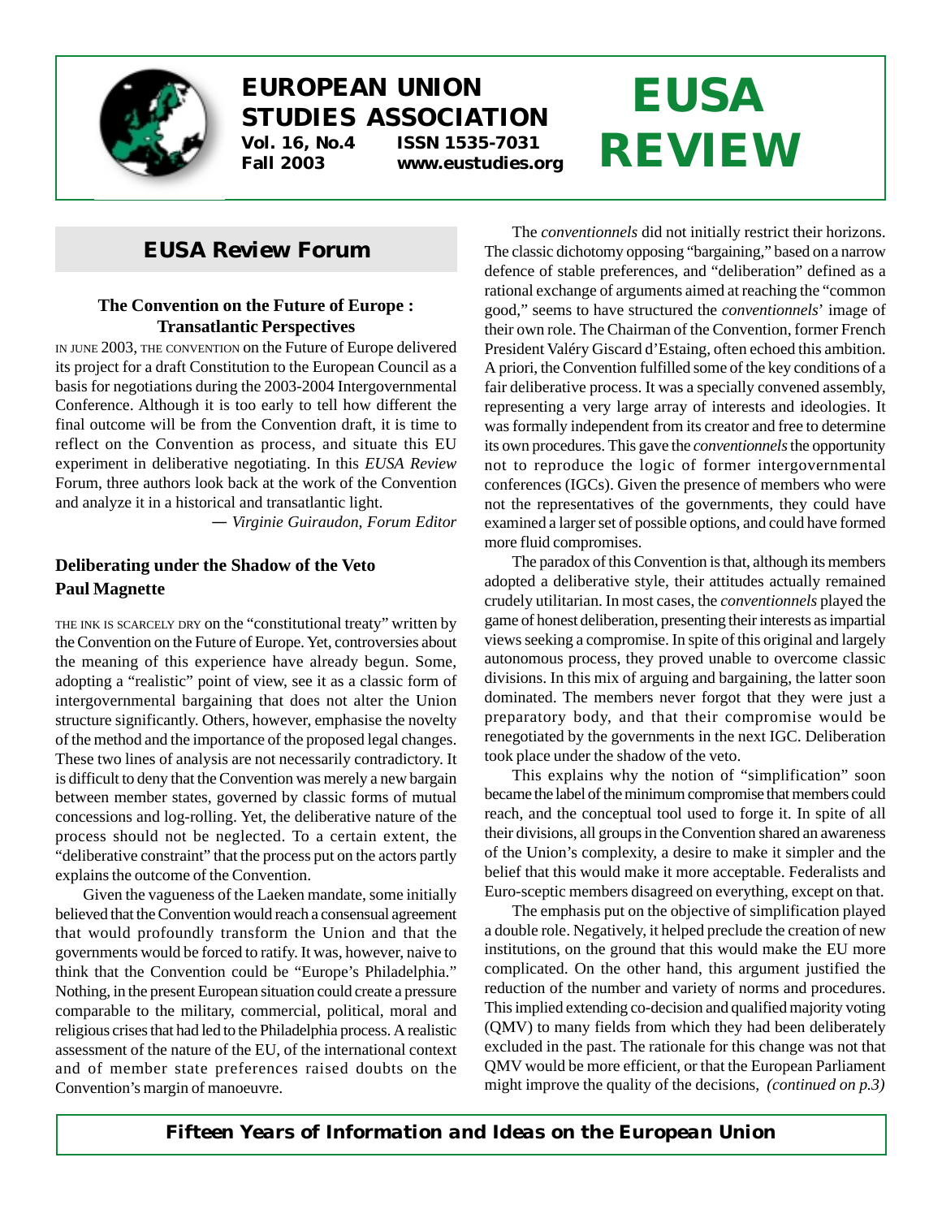# EUROPEAN UNION STUDIES ASSOCIATION

**Vol. 16, No.4** **ISSN 1535-7031**
**Fall 2003** **www.eustudies.org**

# EUSA REVIEW

## EUSA Review Forum

### The Convention on the Future of Europe : Transatlantic Perspectives

IN JUNE 2003, THE CONVENTION on the Future of Europe delivered its project for a draft Constitution to the European Council as a basis for negotiations during the 2003-2004 Intergovernmental Conference. Although it is too early to tell how different the final outcome will be from the Convention draft, it is time to reflect on the Convention as process, and situate this EU experiment in deliberative negotiating. In this *EUSA Review* Forum, three authors look back at the work of the Convention and analyze it in a historical and transatlantic light.

— *Virginie Guiraudon, Forum Editor*

### Deliberating under the Shadow of the Veto
### Paul Magnette

THE INK IS SCARCELY DRY on the "constitutional treaty" written by the Convention on the Future of Europe. Yet, controversies about the meaning of this experience have already begun. Some, adopting a "realistic" point of view, see it as a classic form of intergovernmental bargaining that does not alter the Union structure significantly. Others, however, emphasise the novelty of the method and the importance of the proposed legal changes. These two lines of analysis are not necessarily contradictory. It is difficult to deny that the Convention was merely a new bargain between member states, governed by classic forms of mutual concessions and log-rolling. Yet, the deliberative nature of the process should not be neglected. To a certain extent, the "deliberative constraint" that the process put on the actors partly explains the outcome of the Convention.

Given the vagueness of the Laeken mandate, some initially believed that the Convention would reach a consensual agreement that would profoundly transform the Union and that the governments would be forced to ratify. It was, however, naive to think that the Convention could be "Europe's Philadelphia." Nothing, in the present European situation could create a pressure comparable to the military, commercial, political, moral and religious crises that had led to the Philadelphia process. A realistic assessment of the nature of the EU, of the international context and of member state preferences raised doubts on the Convention's margin of manoeuvre.

The *conventionnels* did not initially restrict their horizons. The classic dichotomy opposing "bargaining," based on a narrow defence of stable preferences, and "deliberation" defined as a rational exchange of arguments aimed at reaching the "common good," seems to have structured the *conventionnels*' image of their own role. The Chairman of the Convention, former French President Valéry Giscard d'Estaing, often echoed this ambition. A priori, the Convention fulfilled some of the key conditions of a fair deliberative process. It was a specially convened assembly, representing a very large array of interests and ideologies. It was formally independent from its creator and free to determine its own procedures. This gave the *conventionnels* the opportunity not to reproduce the logic of former intergovernmental conferences (IGCs). Given the presence of members who were not the representatives of the governments, they could have examined a larger set of possible options, and could have formed more fluid compromises.

The paradox of this Convention is that, although its members adopted a deliberative style, their attitudes actually remained crudely utilitarian. In most cases, the *conventionnels* played the game of honest deliberation, presenting their interests as impartial views seeking a compromise. In spite of this original and largely autonomous process, they proved unable to overcome classic divisions. In this mix of arguing and bargaining, the latter soon dominated. The members never forgot that they were just a preparatory body, and that their compromise would be renegotiated by the governments in the next IGC. Deliberation took place under the shadow of the veto.

This explains why the notion of "simplification" soon became the label of the minimum compromise that members could reach, and the conceptual tool used to forge it. In spite of all their divisions, all groups in the Convention shared an awareness of the Union's complexity, a desire to make it simpler and the belief that this would make it more acceptable. Federalists and Euro-sceptic members disagreed on everything, except on that.

The emphasis put on the objective of simplification played a double role. Negatively, it helped preclude the creation of new institutions, on the ground that this would make the EU more complicated. On the other hand, this argument justified the reduction of the number and variety of norms and procedures. This implied extending co-decision and qualified majority voting (QMV) to many fields from which they had been deliberately excluded in the past. The rationale for this change was not that QMV would be more efficient, or that the European Parliament might improve the quality of the decisions, *(continued on p.3)*

***Fifteen Years of Information and Ideas on the European Union***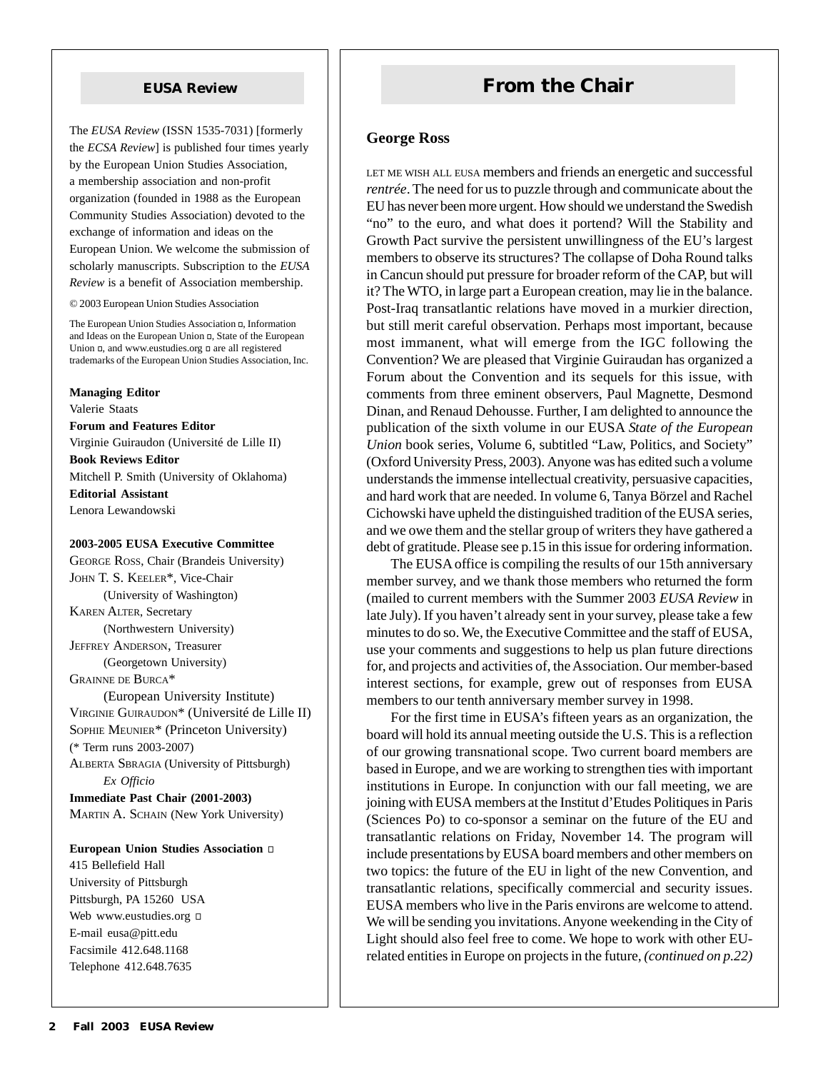## EUSA Review

The *EUSA Review* (ISSN 1535-7031) [formerly the *ECSA Review*] is published four times yearly by the European Union Studies Association, a membership association and non-profit organization (founded in 1988 as the European Community Studies Association) devoted to the exchange of information and ideas on the European Union. We welcome the submission of scholarly manuscripts. Subscription to the *EUSA Review* is a benefit of Association membership.

© 2003 European Union Studies Association

The European Union Studies Association ▫, Information and Ideas on the European Union ▫, State of the European Union ▫, and www.eustudies.org ▫ are all registered trademarks of the European Union Studies Association, Inc.

**Managing Editor**
Valerie Staats

**Forum and Features Editor**
Virginie Guiraudon (Université de Lille II)

**Book Reviews Editor**
Mitchell P. Smith (University of Oklahoma)

**Editorial Assistant**
Lenora Lewandowski

**2003-2005 EUSA Executive Committee**

George Ross, Chair (Brandeis University)
John T. S. Keeler*, Vice-Chair (University of Washington)
Karen Alter, Secretary (Northwestern University)
Jeffrey Anderson, Treasurer (Georgetown University)
Grainne de Burca* (European University Institute)
Virginie Guiraudon* (Université de Lille II)
Sophie Meunier* (Princeton University)
(* Term runs 2003-2007)
Alberta Sbragia (University of Pittsburgh) *Ex Officio*

**Immediate Past Chair (2001-2003)**
Martin A. Schain (New York University)

**European Union Studies Association ▫**
415 Bellefield Hall
University of Pittsburgh
Pittsburgh, PA 15260 USA
Web www.eustudies.org ▫
E-mail eusa@pitt.edu
Facsimile 412.648.1168
Telephone 412.648.7635

# From the Chair

### George Ross

Let me wish all EUSA members and friends an energetic and successful *rentrée*. The need for us to puzzle through and communicate about the EU has never been more urgent. How should we understand the Swedish "no" to the euro, and what does it portend? Will the Stability and Growth Pact survive the persistent unwillingness of the EU's largest members to observe its structures? The collapse of Doha Round talks in Cancun should put pressure for broader reform of the CAP, but will it? The WTO, in large part a European creation, may lie in the balance. Post-Iraq transatlantic relations have moved in a murkier direction, but still merit careful observation. Perhaps most important, because most immanent, what will emerge from the IGC following the Convention? We are pleased that Virginie Guiraudan has organized a Forum about the Convention and its sequels for this issue, with comments from three eminent observers, Paul Magnette, Desmond Dinan, and Renaud Dehousse. Further, I am delighted to announce the publication of the sixth volume in our EUSA *State of the European Union* book series, Volume 6, subtitled "Law, Politics, and Society" (Oxford University Press, 2003). Anyone was has edited such a volume understands the immense intellectual creativity, persuasive capacities, and hard work that are needed. In volume 6, Tanya Börzel and Rachel Cichowski have upheld the distinguished tradition of the EUSA series, and we owe them and the stellar group of writers they have gathered a debt of gratitude. Please see p.15 in this issue for ordering information.

The EUSA office is compiling the results of our 15th anniversary member survey, and we thank those members who returned the form (mailed to current members with the Summer 2003 *EUSA Review* in late July). If you haven't already sent in your survey, please take a few minutes to do so. We, the Executive Committee and the staff of EUSA, use your comments and suggestions to help us plan future directions for, and projects and activities of, the Association. Our member-based interest sections, for example, grew out of responses from EUSA members to our tenth anniversary member survey in 1998.

For the first time in EUSA's fifteen years as an organization, the board will hold its annual meeting outside the U.S. This is a reflection of our growing transnational scope. Two current board members are based in Europe, and we are working to strengthen ties with important institutions in Europe. In conjunction with our fall meeting, we are joining with EUSA members at the Institut d'Etudes Politiques in Paris (Sciences Po) to co-sponsor a seminar on the future of the EU and transatlantic relations on Friday, November 14. The program will include presentations by EUSA board members and other members on two topics: the future of the EU in light of the new Convention, and transatlantic relations, specifically commercial and security issues. EUSA members who live in the Paris environs are welcome to attend. We will be sending you invitations. Anyone weekending in the City of Light should also feel free to come. We hope to work with other EU-related entities in Europe on projects in the future, *(continued on p.22)*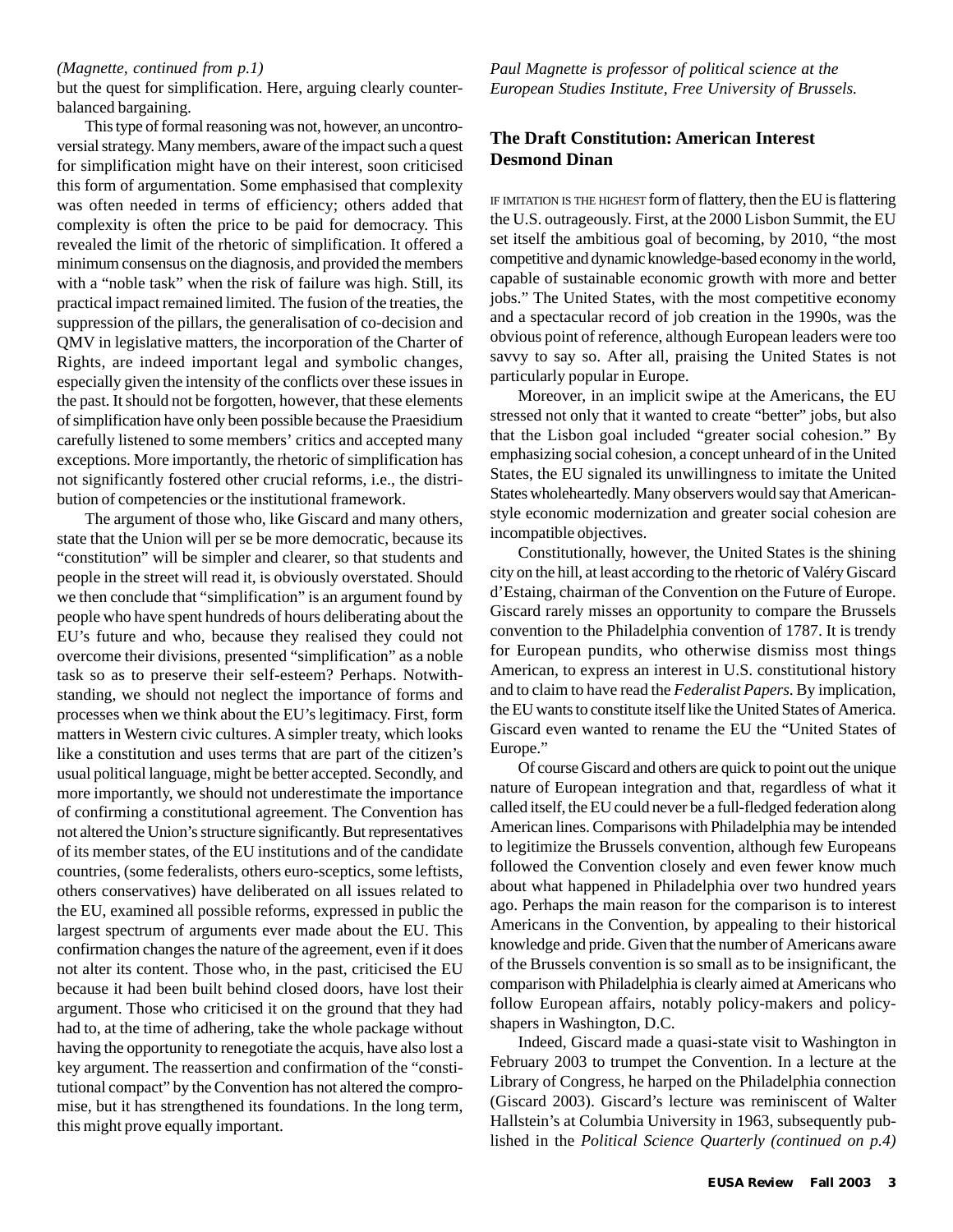*(Magnette, continued from p.1)*

but the quest for simplification. Here, arguing clearly counterbalanced bargaining.

This type of formal reasoning was not, however, an uncontroversial strategy. Many members, aware of the impact such a quest for simplification might have on their interest, soon criticised this form of argumentation. Some emphasised that complexity was often needed in terms of efficiency; others added that complexity is often the price to be paid for democracy. This revealed the limit of the rhetoric of simplification. It offered a minimum consensus on the diagnosis, and provided the members with a "noble task" when the risk of failure was high. Still, its practical impact remained limited. The fusion of the treaties, the suppression of the pillars, the generalisation of co-decision and QMV in legislative matters, the incorporation of the Charter of Rights, are indeed important legal and symbolic changes, especially given the intensity of the conflicts over these issues in the past. It should not be forgotten, however, that these elements of simplification have only been possible because the Praesidium carefully listened to some members' critics and accepted many exceptions. More importantly, the rhetoric of simplification has not significantly fostered other crucial reforms, i.e., the distribution of competencies or the institutional framework.

The argument of those who, like Giscard and many others, state that the Union will per se be more democratic, because its "constitution" will be simpler and clearer, so that students and people in the street will read it, is obviously overstated. Should we then conclude that "simplification" is an argument found by people who have spent hundreds of hours deliberating about the EU's future and who, because they realised they could not overcome their divisions, presented "simplification" as a noble task so as to preserve their self-esteem? Perhaps. Notwithstanding, we should not neglect the importance of forms and processes when we think about the EU's legitimacy. First, form matters in Western civic cultures. A simpler treaty, which looks like a constitution and uses terms that are part of the citizen's usual political language, might be better accepted. Secondly, and more importantly, we should not underestimate the importance of confirming a constitutional agreement. The Convention has not altered the Union's structure significantly. But representatives of its member states, of the EU institutions and of the candidate countries, (some federalists, others euro-sceptics, some leftists, others conservatives) have deliberated on all issues related to the EU, examined all possible reforms, expressed in public the largest spectrum of arguments ever made about the EU. This confirmation changes the nature of the agreement, even if it does not alter its content. Those who, in the past, criticised the EU because it had been built behind closed doors, have lost their argument. Those who criticised it on the ground that they had had to, at the time of adhering, take the whole package without having the opportunity to renegotiate the acquis, have also lost a key argument. The reassertion and confirmation of the "constitutional compact" by the Convention has not altered the compromise, but it has strengthened its foundations. In the long term, this might prove equally important.

*Paul Magnette is professor of political science at the European Studies Institute, Free University of Brussels.*

## The Draft Constitution: American Interest
**Desmond Dinan**

IF IMITATION IS THE HIGHEST form of flattery, then the EU is flattering the U.S. outrageously. First, at the 2000 Lisbon Summit, the EU set itself the ambitious goal of becoming, by 2010, "the most competitive and dynamic knowledge-based economy in the world, capable of sustainable economic growth with more and better jobs." The United States, with the most competitive economy and a spectacular record of job creation in the 1990s, was the obvious point of reference, although European leaders were too savvy to say so. After all, praising the United States is not particularly popular in Europe.

Moreover, in an implicit swipe at the Americans, the EU stressed not only that it wanted to create "better" jobs, but also that the Lisbon goal included "greater social cohesion." By emphasizing social cohesion, a concept unheard of in the United States, the EU signaled its unwillingness to imitate the United States wholeheartedly. Many observers would say that American-style economic modernization and greater social cohesion are incompatible objectives.

Constitutionally, however, the United States is the shining city on the hill, at least according to the rhetoric of Valéry Giscard d'Estaing, chairman of the Convention on the Future of Europe. Giscard rarely misses an opportunity to compare the Brussels convention to the Philadelphia convention of 1787. It is trendy for European pundits, who otherwise dismiss most things American, to express an interest in U.S. constitutional history and to claim to have read the *Federalist Papers*. By implication, the EU wants to constitute itself like the United States of America. Giscard even wanted to rename the EU the "United States of Europe."

Of course Giscard and others are quick to point out the unique nature of European integration and that, regardless of what it called itself, the EU could never be a full-fledged federation along American lines. Comparisons with Philadelphia may be intended to legitimize the Brussels convention, although few Europeans followed the Convention closely and even fewer know much about what happened in Philadelphia over two hundred years ago. Perhaps the main reason for the comparison is to interest Americans in the Convention, by appealing to their historical knowledge and pride. Given that the number of Americans aware of the Brussels convention is so small as to be insignificant, the comparison with Philadelphia is clearly aimed at Americans who follow European affairs, notably policy-makers and policy-shapers in Washington, D.C.

Indeed, Giscard made a quasi-state visit to Washington in February 2003 to trumpet the Convention. In a lecture at the Library of Congress, he harped on the Philadelphia connection (Giscard 2003). Giscard's lecture was reminiscent of Walter Hallstein's at Columbia University in 1963, subsequently published in the *Political Science Quarterly (continued on p.4)*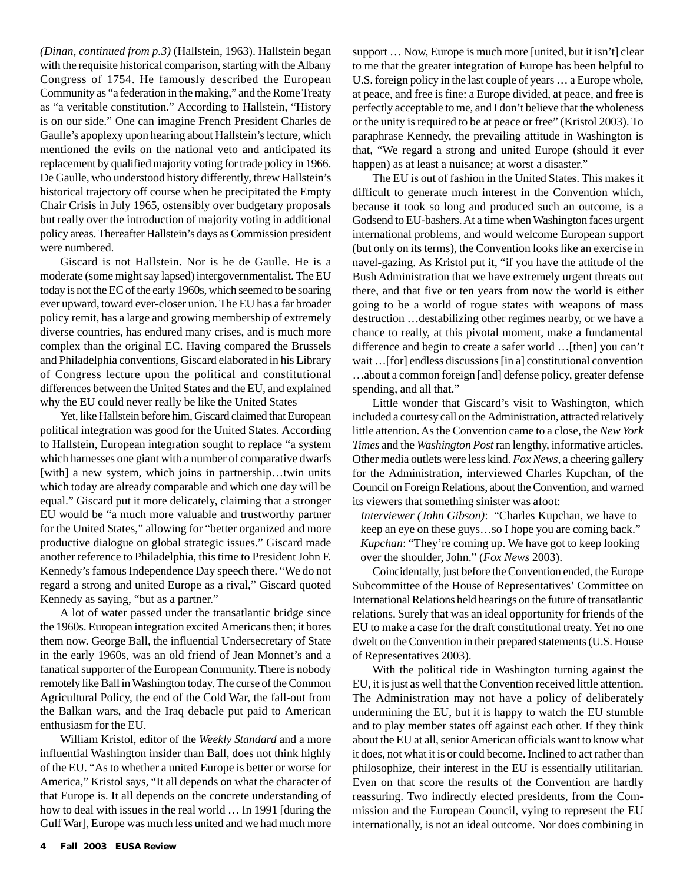*(Dinan, continued from p.3)* (Hallstein, 1963). Hallstein began with the requisite historical comparison, starting with the Albany Congress of 1754. He famously described the European Community as "a federation in the making," and the Rome Treaty as "a veritable constitution." According to Hallstein, "History is on our side." One can imagine French President Charles de Gaulle's apoplexy upon hearing about Hallstein's lecture, which mentioned the evils on the national veto and anticipated its replacement by qualified majority voting for trade policy in 1966. De Gaulle, who understood history differently, threw Hallstein's historical trajectory off course when he precipitated the Empty Chair Crisis in July 1965, ostensibly over budgetary proposals but really over the introduction of majority voting in additional policy areas. Thereafter Hallstein's days as Commission president were numbered.

Giscard is not Hallstein. Nor is he de Gaulle. He is a moderate (some might say lapsed) intergovernmentalist. The EU today is not the EC of the early 1960s, which seemed to be soaring ever upward, toward ever-closer union. The EU has a far broader policy remit, has a large and growing membership of extremely diverse countries, has endured many crises, and is much more complex than the original EC. Having compared the Brussels and Philadelphia conventions, Giscard elaborated in his Library of Congress lecture upon the political and constitutional differences between the United States and the EU, and explained why the EU could never really be like the United States

Yet, like Hallstein before him, Giscard claimed that European political integration was good for the United States. According to Hallstein, European integration sought to replace "a system which harnesses one giant with a number of comparative dwarfs [with] a new system, which joins in partnership…twin units which today are already comparable and which one day will be equal." Giscard put it more delicately, claiming that a stronger EU would be "a much more valuable and trustworthy partner for the United States," allowing for "better organized and more productive dialogue on global strategic issues." Giscard made another reference to Philadelphia, this time to President John F. Kennedy's famous Independence Day speech there. "We do not regard a strong and united Europe as a rival," Giscard quoted Kennedy as saying, "but as a partner."

A lot of water passed under the transatlantic bridge since the 1960s. European integration excited Americans then; it bores them now. George Ball, the influential Undersecretary of State in the early 1960s, was an old friend of Jean Monnet's and a fanatical supporter of the European Community. There is nobody remotely like Ball in Washington today. The curse of the Common Agricultural Policy, the end of the Cold War, the fall-out from the Balkan wars, and the Iraq debacle put paid to American enthusiasm for the EU.

William Kristol, editor of the *Weekly Standard* and a more influential Washington insider than Ball, does not think highly of the EU. "As to whether a united Europe is better or worse for America," Kristol says, "It all depends on what the character of that Europe is. It all depends on the concrete understanding of how to deal with issues in the real world … In 1991 [during the Gulf War], Europe was much less united and we had much more support … Now, Europe is much more [united, but it isn't] clear to me that the greater integration of Europe has been helpful to U.S. foreign policy in the last couple of years … a Europe whole, at peace, and free is fine: a Europe divided, at peace, and free is perfectly acceptable to me, and I don't believe that the wholeness or the unity is required to be at peace or free" (Kristol 2003). To paraphrase Kennedy, the prevailing attitude in Washington is that, "We regard a strong and united Europe (should it ever happen) as at least a nuisance; at worst a disaster."

The EU is out of fashion in the United States. This makes it difficult to generate much interest in the Convention which, because it took so long and produced such an outcome, is a Godsend to EU-bashers. At a time when Washington faces urgent international problems, and would welcome European support (but only on its terms), the Convention looks like an exercise in navel-gazing. As Kristol put it, "if you have the attitude of the Bush Administration that we have extremely urgent threats out there, and that five or ten years from now the world is either going to be a world of rogue states with weapons of mass destruction …destabilizing other regimes nearby, or we have a chance to really, at this pivotal moment, make a fundamental difference and begin to create a safer world …[then] you can't wait …[for] endless discussions [in a] constitutional convention …about a common foreign [and] defense policy, greater defense spending, and all that."

Little wonder that Giscard's visit to Washington, which included a courtesy call on the Administration, attracted relatively little attention. As the Convention came to a close, the *New York Times* and the *Washington Post* ran lengthy, informative articles. Other media outlets were less kind. *Fox News*, a cheering gallery for the Administration, interviewed Charles Kupchan, of the Council on Foreign Relations, about the Convention, and warned its viewers that something sinister was afoot:

*Interviewer (John Gibson)*: "Charles Kupchan, we have to keep an eye on these guys…so I hope you are coming back."
*Kupchan*: "They're coming up. We have got to keep looking over the shoulder, John." (*Fox News* 2003).

Coincidentally, just before the Convention ended, the Europe Subcommittee of the House of Representatives' Committee on International Relations held hearings on the future of transatlantic relations. Surely that was an ideal opportunity for friends of the EU to make a case for the draft constitutional treaty. Yet no one dwelt on the Convention in their prepared statements (U.S. House of Representatives 2003).

With the political tide in Washington turning against the EU, it is just as well that the Convention received little attention. The Administration may not have a policy of deliberately undermining the EU, but it is happy to watch the EU stumble and to play member states off against each other. If they think about the EU at all, senior American officials want to know what it does, not what it is or could become. Inclined to act rather than philosophize, their interest in the EU is essentially utilitarian. Even on that score the results of the Convention are hardly reassuring. Two indirectly elected presidents, from the Commission and the European Council, vying to represent the EU internationally, is not an ideal outcome. Nor does combining in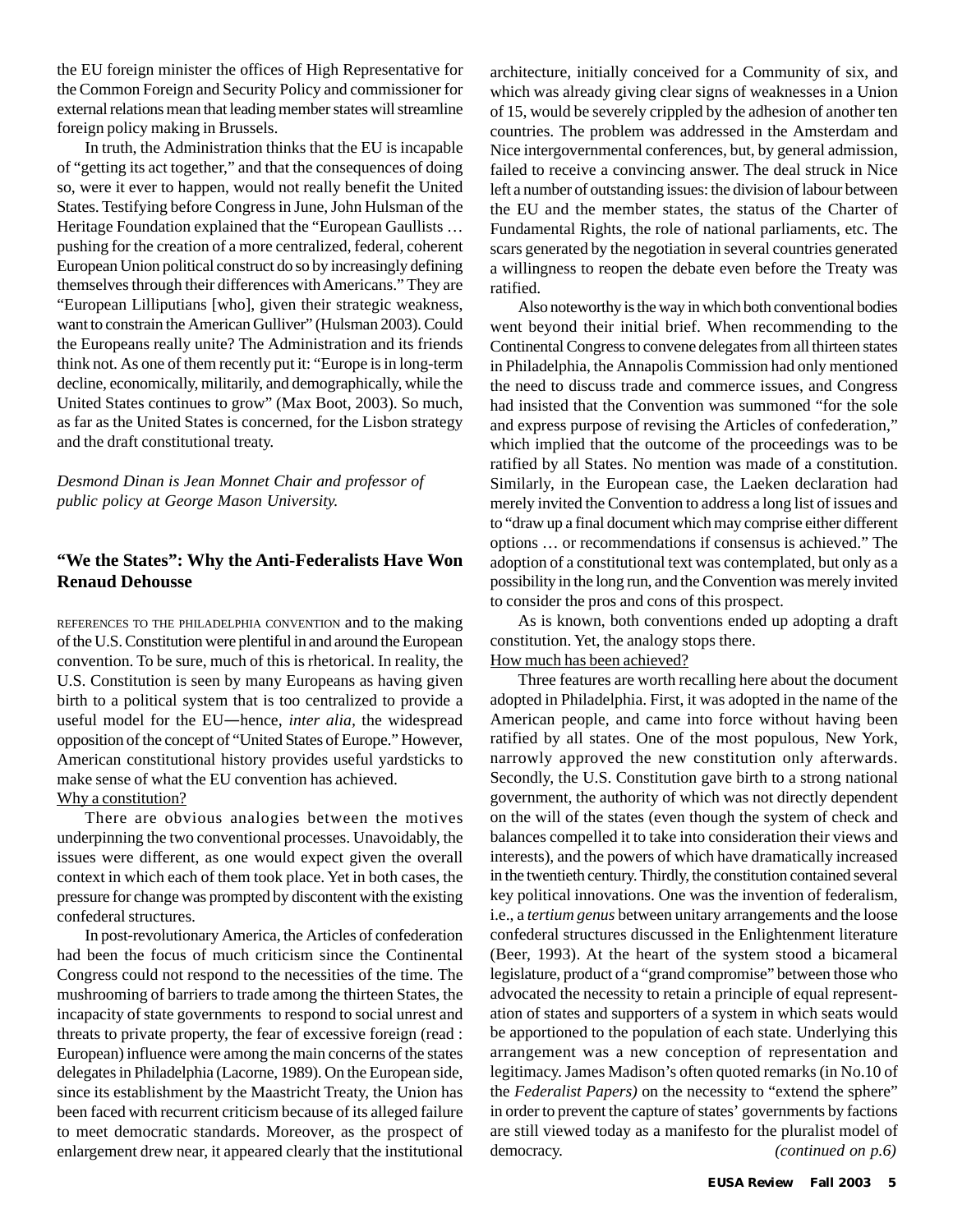the EU foreign minister the offices of High Representative for the Common Foreign and Security Policy and commissioner for external relations mean that leading member states will streamline foreign policy making in Brussels.

In truth, the Administration thinks that the EU is incapable of "getting its act together," and that the consequences of doing so, were it ever to happen, would not really benefit the United States. Testifying before Congress in June, John Hulsman of the Heritage Foundation explained that the "European Gaullists … pushing for the creation of a more centralized, federal, coherent European Union political construct do so by increasingly defining themselves through their differences with Americans." They are "European Lilliputians [who], given their strategic weakness, want to constrain the American Gulliver" (Hulsman 2003). Could the Europeans really unite? The Administration and its friends think not. As one of them recently put it: "Europe is in long-term decline, economically, militarily, and demographically, while the United States continues to grow" (Max Boot, 2003). So much, as far as the United States is concerned, for the Lisbon strategy and the draft constitutional treaty.

*Desmond Dinan is Jean Monnet Chair and professor of public policy at George Mason University.*

## "We the States": Why the Anti-Federalists Have Won
**Renaud Dehousse**

REFERENCES TO THE PHILADELPHIA CONVENTION and to the making of the U.S. Constitution were plentiful in and around the European convention. To be sure, much of this is rhetorical. In reality, the U.S. Constitution is seen by many Europeans as having given birth to a political system that is too centralized to provide a useful model for the EU—hence, *inter alia*, the widespread opposition of the concept of "United States of Europe." However, American constitutional history provides useful yardsticks to make sense of what the EU convention has achieved.

### Why a constitution?

There are obvious analogies between the motives underpinning the two conventional processes. Unavoidably, the issues were different, as one would expect given the overall context in which each of them took place. Yet in both cases, the pressure for change was prompted by discontent with the existing confederal structures.

In post-revolutionary America, the Articles of confederation had been the focus of much criticism since the Continental Congress could not respond to the necessities of the time. The mushrooming of barriers to trade among the thirteen States, the incapacity of state governments to respond to social unrest and threats to private property, the fear of excessive foreign (read : European) influence were among the main concerns of the states delegates in Philadelphia (Lacorne, 1989). On the European side, since its establishment by the Maastricht Treaty, the Union has been faced with recurrent criticism because of its alleged failure to meet democratic standards. Moreover, as the prospect of enlargement drew near, it appeared clearly that the institutional architecture, initially conceived for a Community of six, and which was already giving clear signs of weaknesses in a Union of 15, would be severely crippled by the adhesion of another ten countries. The problem was addressed in the Amsterdam and Nice intergovernmental conferences, but, by general admission, failed to receive a convincing answer. The deal struck in Nice left a number of outstanding issues: the division of labour between the EU and the member states, the status of the Charter of Fundamental Rights, the role of national parliaments, etc. The scars generated by the negotiation in several countries generated a willingness to reopen the debate even before the Treaty was ratified.

Also noteworthy is the way in which both conventional bodies went beyond their initial brief. When recommending to the Continental Congress to convene delegates from all thirteen states in Philadelphia, the Annapolis Commission had only mentioned the need to discuss trade and commerce issues, and Congress had insisted that the Convention was summoned "for the sole and express purpose of revising the Articles of confederation," which implied that the outcome of the proceedings was to be ratified by all States. No mention was made of a constitution. Similarly, in the European case, the Laeken declaration had merely invited the Convention to address a long list of issues and to "draw up a final document which may comprise either different options … or recommendations if consensus is achieved." The adoption of a constitutional text was contemplated, but only as a possibility in the long run, and the Convention was merely invited to consider the pros and cons of this prospect.

As is known, both conventions ended up adopting a draft constitution. Yet, the analogy stops there.

### How much has been achieved?

Three features are worth recalling here about the document adopted in Philadelphia. First, it was adopted in the name of the American people, and came into force without having been ratified by all states. One of the most populous, New York, narrowly approved the new constitution only afterwards. Secondly, the U.S. Constitution gave birth to a strong national government, the authority of which was not directly dependent on the will of the states (even though the system of check and balances compelled it to take into consideration their views and interests), and the powers of which have dramatically increased in the twentieth century. Thirdly, the constitution contained several key political innovations. One was the invention of federalism, i.e., a *tertium genus* between unitary arrangements and the loose confederal structures discussed in the Enlightenment literature (Beer, 1993). At the heart of the system stood a bicameral legislature, product of a "grand compromise" between those who advocated the necessity to retain a principle of equal representation of states and supporters of a system in which seats would be apportioned to the population of each state. Underlying this arrangement was a new conception of representation and legitimacy. James Madison's often quoted remarks (in No.10 of the *Federalist Papers)* on the necessity to "extend the sphere" in order to prevent the capture of states' governments by factions are still viewed today as a manifesto for the pluralist model of democracy. *(continued on p.6)*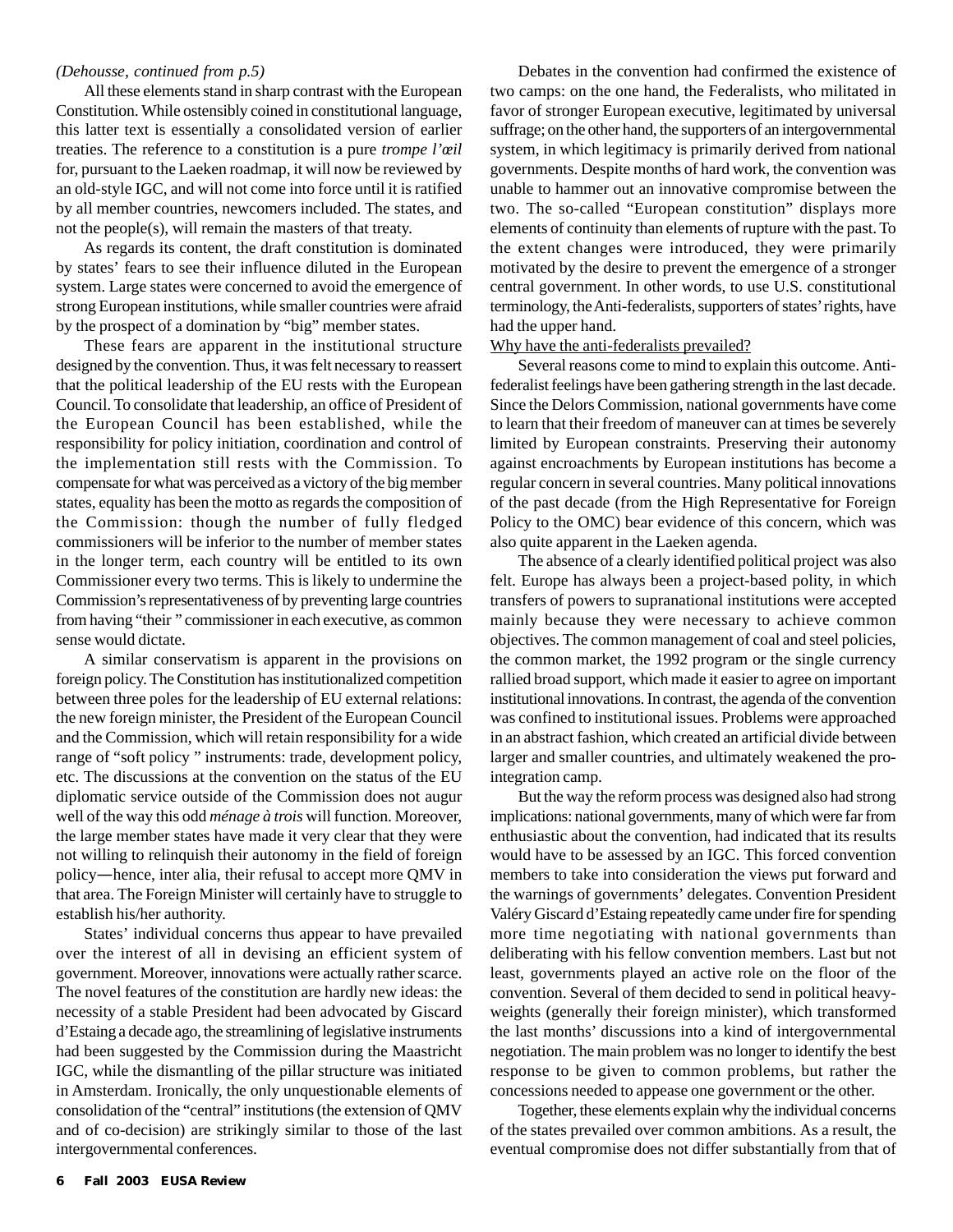*(Dehousse, continued from p.5)*

All these elements stand in sharp contrast with the European Constitution. While ostensibly coined in constitutional language, this latter text is essentially a consolidated version of earlier treaties. The reference to a constitution is a pure *trompe l'œil* for, pursuant to the Laeken roadmap, it will now be reviewed by an old-style IGC, and will not come into force until it is ratified by all member countries, newcomers included. The states, and not the people(s), will remain the masters of that treaty.

As regards its content, the draft constitution is dominated by states' fears to see their influence diluted in the European system. Large states were concerned to avoid the emergence of strong European institutions, while smaller countries were afraid by the prospect of a domination by "big" member states.

These fears are apparent in the institutional structure designed by the convention. Thus, it was felt necessary to reassert that the political leadership of the EU rests with the European Council. To consolidate that leadership, an office of President of the European Council has been established, while the responsibility for policy initiation, coordination and control of the implementation still rests with the Commission. To compensate for what was perceived as a victory of the big member states, equality has been the motto as regards the composition of the Commission: though the number of fully fledged commissioners will be inferior to the number of member states in the longer term, each country will be entitled to its own Commissioner every two terms. This is likely to undermine the Commission's representativeness of by preventing large countries from having "their " commissioner in each executive, as common sense would dictate.

A similar conservatism is apparent in the provisions on foreign policy. The Constitution has institutionalized competition between three poles for the leadership of EU external relations: the new foreign minister, the President of the European Council and the Commission, which will retain responsibility for a wide range of "soft policy " instruments: trade, development policy, etc. The discussions at the convention on the status of the EU diplomatic service outside of the Commission does not augur well of the way this odd *ménage à trois* will function. Moreover, the large member states have made it very clear that they were not willing to relinquish their autonomy in the field of foreign policy―hence, inter alia, their refusal to accept more QMV in that area. The Foreign Minister will certainly have to struggle to establish his/her authority.

States' individual concerns thus appear to have prevailed over the interest of all in devising an efficient system of government. Moreover, innovations were actually rather scarce. The novel features of the constitution are hardly new ideas: the necessity of a stable President had been advocated by Giscard d'Estaing a decade ago, the streamlining of legislative instruments had been suggested by the Commission during the Maastricht IGC, while the dismantling of the pillar structure was initiated in Amsterdam. Ironically, the only unquestionable elements of consolidation of the "central" institutions (the extension of QMV and of co-decision) are strikingly similar to those of the last intergovernmental conferences.

Debates in the convention had confirmed the existence of two camps: on the one hand, the Federalists, who militated in favor of stronger European executive, legitimated by universal suffrage; on the other hand, the supporters of an intergovernmental system, in which legitimacy is primarily derived from national governments. Despite months of hard work, the convention was unable to hammer out an innovative compromise between the two. The so-called "European constitution" displays more elements of continuity than elements of rupture with the past. To the extent changes were introduced, they were primarily motivated by the desire to prevent the emergence of a stronger central government. In other words, to use U.S. constitutional terminology, the Anti-federalists, supporters of states' rights, have had the upper hand.

### Why have the anti-federalists prevailed?

Several reasons come to mind to explain this outcome. Anti-federalist feelings have been gathering strength in the last decade. Since the Delors Commission, national governments have come to learn that their freedom of maneuver can at times be severely limited by European constraints. Preserving their autonomy against encroachments by European institutions has become a regular concern in several countries. Many political innovations of the past decade (from the High Representative for Foreign Policy to the OMC) bear evidence of this concern, which was also quite apparent in the Laeken agenda.

The absence of a clearly identified political project was also felt. Europe has always been a project-based polity, in which transfers of powers to supranational institutions were accepted mainly because they were necessary to achieve common objectives. The common management of coal and steel policies, the common market, the 1992 program or the single currency rallied broad support, which made it easier to agree on important institutional innovations. In contrast, the agenda of the convention was confined to institutional issues. Problems were approached in an abstract fashion, which created an artificial divide between larger and smaller countries, and ultimately weakened the pro-integration camp.

But the way the reform process was designed also had strong implications: national governments, many of which were far from enthusiastic about the convention, had indicated that its results would have to be assessed by an IGC. This forced convention members to take into consideration the views put forward and the warnings of governments' delegates. Convention President Valéry Giscard d'Estaing repeatedly came under fire for spending more time negotiating with national governments than deliberating with his fellow convention members. Last but not least, governments played an active role on the floor of the convention. Several of them decided to send in political heavy-weights (generally their foreign minister), which transformed the last months' discussions into a kind of intergovernmental negotiation. The main problem was no longer to identify the best response to be given to common problems, but rather the concessions needed to appease one government or the other.

Together, these elements explain why the individual concerns of the states prevailed over common ambitions. As a result, the eventual compromise does not differ substantially from that of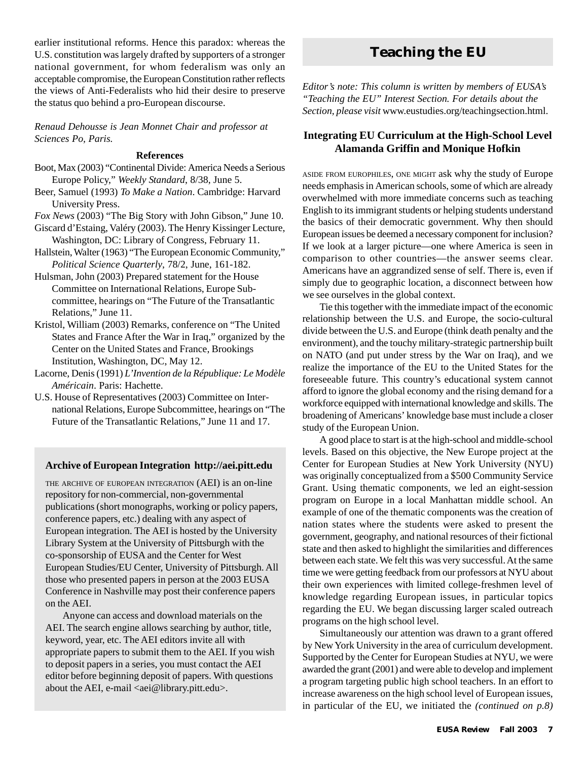earlier institutional reforms. Hence this paradox: whereas the U.S. constitution was largely drafted by supporters of a stronger national government, for whom federalism was only an acceptable compromise, the European Constitution rather reflects the views of Anti-Federalists who hid their desire to preserve the status quo behind a pro-European discourse.

*Renaud Dehousse is Jean Monnet Chair and professor at Sciences Po, Paris.*

**References**

Boot, Max (2003) "Continental Divide: America Needs a Serious Europe Policy," *Weekly Standard*, 8/38, June 5.

Beer, Samuel (1993) *To Make a Nation*. Cambridge: Harvard University Press.

*Fox News* (2003) "The Big Story with John Gibson," June 10.

Giscard d'Estaing, Valéry (2003). The Henry Kissinger Lecture, Washington, DC: Library of Congress, February 11.

Hallstein, Walter (1963) "The European Economic Community," *Political Science Quarterly*, 78/2, June, 161-182.

Hulsman, John (2003) Prepared statement for the House Committee on International Relations, Europe Subcommittee, hearings on "The Future of the Transatlantic Relations," June 11.

Kristol, William (2003) Remarks, conference on "The United States and France After the War in Iraq," organized by the Center on the United States and France, Brookings Institution, Washington, DC, May 12.

Lacorne, Denis (1991) *L'Invention de la République: Le Modèle Américain*. Paris: Hachette.

U.S. House of Representatives (2003) Committee on International Relations, Europe Subcommittee, hearings on "The Future of the Transatlantic Relations," June 11 and 17.

**Archive of European Integration http://aei.pitt.edu**

THE ARCHIVE OF EUROPEAN INTEGRATION (AEI) is an on-line repository for non-commercial, non-governmental publications (short monographs, working or policy papers, conference papers, etc.) dealing with any aspect of European integration. The AEI is hosted by the University Library System at the University of Pittsburgh with the co-sponsorship of EUSA and the Center for West European Studies/EU Center, University of Pittsburgh. All those who presented papers in person at the 2003 EUSA Conference in Nashville may post their conference papers on the AEI.

Anyone can access and download materials on the AEI. The search engine allows searching by author, title, keyword, year, etc. The AEI editors invite all with appropriate papers to submit them to the AEI. If you wish to deposit papers in a series, you must contact the AEI editor before beginning deposit of papers. With questions about the AEI, e-mail <aei@library.pitt.edu>.

# Teaching the EU

*Editor's note: This column is written by members of EUSA's "Teaching the EU" Interest Section. For details about the Section, please visit* www.eustudies.org/teachingsection.html.

## Integrating EU Curriculum at the High-School Level
**Alamanda Griffin and Monique Hofkin**

ASIDE FROM EUROPHILES, ONE MIGHT ask why the study of Europe needs emphasis in American schools, some of which are already overwhelmed with more immediate concerns such as teaching English to its immigrant students or helping students understand the basics of their democratic government. Why then should European issues be deemed a necessary component for inclusion? If we look at a larger picture—one where America is seen in comparison to other countries—the answer seems clear. Americans have an aggrandized sense of self. There is, even if simply due to geographic location, a disconnect between how we see ourselves in the global context.

Tie this together with the immediate impact of the economic relationship between the U.S. and Europe, the socio-cultural divide between the U.S. and Europe (think death penalty and the environment), and the touchy military-strategic partnership built on NATO (and put under stress by the War on Iraq), and we realize the importance of the EU to the United States for the foreseeable future. This country's educational system cannot afford to ignore the global economy and the rising demand for a workforce equipped with international knowledge and skills. The broadening of Americans' knowledge base must include a closer study of the European Union.

A good place to start is at the high-school and middle-school levels. Based on this objective, the New Europe project at the Center for European Studies at New York University (NYU) was originally conceptualized from a $500 Community Service Grant. Using thematic components, we led an eight-session program on Europe in a local Manhattan middle school. An example of one of the thematic components was the creation of nation states where the students were asked to present the government, geography, and national resources of their fictional state and then asked to highlight the similarities and differences between each state. We felt this was very successful. At the same time we were getting feedback from our professors at NYU about their own experiences with limited college-freshmen level of knowledge regarding European issues, in particular topics regarding the EU. We began discussing larger scaled outreach programs on the high school level.

Simultaneously our attention was drawn to a grant offered by New York University in the area of curriculum development. Supported by the Center for European Studies at NYU, we were awarded the grant (2001) and were able to develop and implement a program targeting public high school teachers. In an effort to increase awareness on the high school level of European issues, in particular of the EU, we initiated the *(continued on p.8)*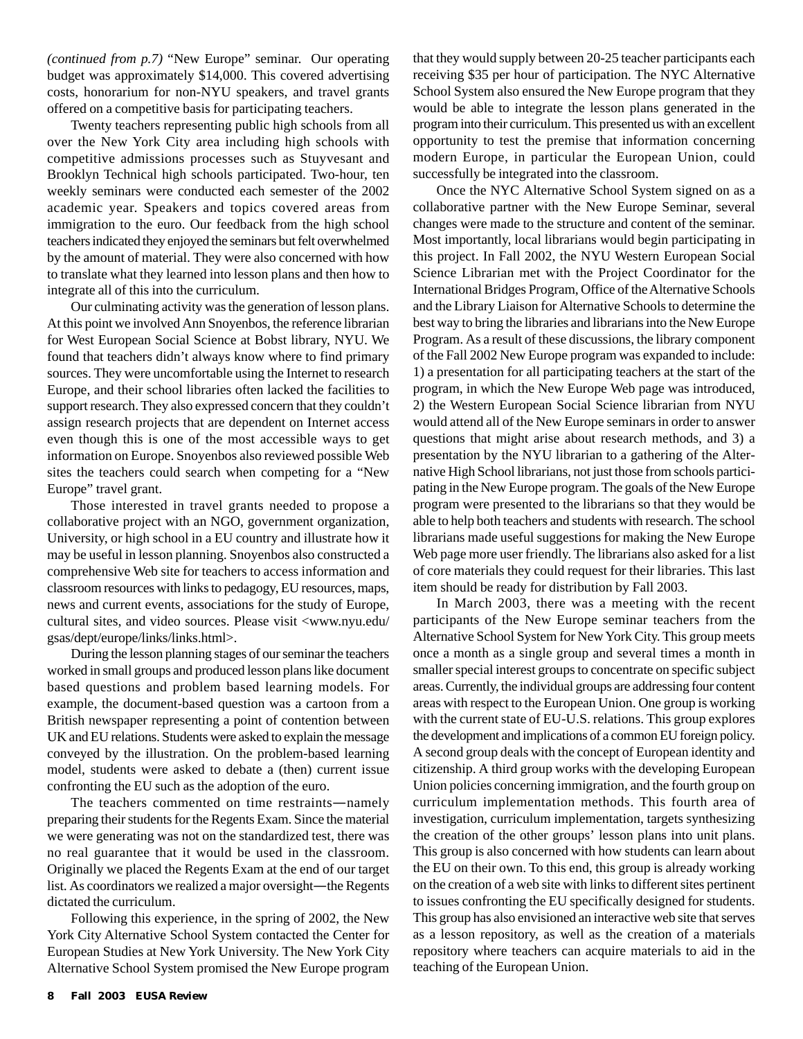*(continued from p.7)* "New Europe" seminar. Our operating budget was approximately $14,000. This covered advertising costs, honorarium for non-NYU speakers, and travel grants offered on a competitive basis for participating teachers.

Twenty teachers representing public high schools from all over the New York City area including high schools with competitive admissions processes such as Stuyvesant and Brooklyn Technical high schools participated. Two-hour, ten weekly seminars were conducted each semester of the 2002 academic year. Speakers and topics covered areas from immigration to the euro. Our feedback from the high school teachers indicated they enjoyed the seminars but felt overwhelmed by the amount of material. They were also concerned with how to translate what they learned into lesson plans and then how to integrate all of this into the curriculum.

Our culminating activity was the generation of lesson plans. At this point we involved Ann Snoyenbos, the reference librarian for West European Social Science at Bobst library, NYU. We found that teachers didn't always know where to find primary sources. They were uncomfortable using the Internet to research Europe, and their school libraries often lacked the facilities to support research. They also expressed concern that they couldn't assign research projects that are dependent on Internet access even though this is one of the most accessible ways to get information on Europe. Snoyenbos also reviewed possible Web sites the teachers could search when competing for a "New Europe" travel grant.

Those interested in travel grants needed to propose a collaborative project with an NGO, government organization, University, or high school in a EU country and illustrate how it may be useful in lesson planning. Snoyenbos also constructed a comprehensive Web site for teachers to access information and classroom resources with links to pedagogy, EU resources, maps, news and current events, associations for the study of Europe, cultural sites, and video sources. Please visit <www.nyu.edu/gsas/dept/europe/links/links.html>.

During the lesson planning stages of our seminar the teachers worked in small groups and produced lesson plans like document based questions and problem based learning models. For example, the document-based question was a cartoon from a British newspaper representing a point of contention between UK and EU relations. Students were asked to explain the message conveyed by the illustration. On the problem-based learning model, students were asked to debate a (then) current issue confronting the EU such as the adoption of the euro.

The teachers commented on time restraints—namely preparing their students for the Regents Exam. Since the material we were generating was not on the standardized test, there was no real guarantee that it would be used in the classroom. Originally we placed the Regents Exam at the end of our target list. As coordinators we realized a major oversight—the Regents dictated the curriculum.

Following this experience, in the spring of 2002, the New York City Alternative School System contacted the Center for European Studies at New York University. The New York City Alternative School System promised the New Europe program that they would supply between 20-25 teacher participants each receiving $35 per hour of participation. The NYC Alternative School System also ensured the New Europe program that they would be able to integrate the lesson plans generated in the program into their curriculum. This presented us with an excellent opportunity to test the premise that information concerning modern Europe, in particular the European Union, could successfully be integrated into the classroom.

Once the NYC Alternative School System signed on as a collaborative partner with the New Europe Seminar, several changes were made to the structure and content of the seminar. Most importantly, local librarians would begin participating in this project. In Fall 2002, the NYU Western European Social Science Librarian met with the Project Coordinator for the International Bridges Program, Office of the Alternative Schools and the Library Liaison for Alternative Schools to determine the best way to bring the libraries and librarians into the New Europe Program. As a result of these discussions, the library component of the Fall 2002 New Europe program was expanded to include: 1) a presentation for all participating teachers at the start of the program, in which the New Europe Web page was introduced, 2) the Western European Social Science librarian from NYU would attend all of the New Europe seminars in order to answer questions that might arise about research methods, and 3) a presentation by the NYU librarian to a gathering of the Alternative High School librarians, not just those from schools participating in the New Europe program. The goals of the New Europe program were presented to the librarians so that they would be able to help both teachers and students with research. The school librarians made useful suggestions for making the New Europe Web page more user friendly. The librarians also asked for a list of core materials they could request for their libraries. This last item should be ready for distribution by Fall 2003.

In March 2003, there was a meeting with the recent participants of the New Europe seminar teachers from the Alternative School System for New York City. This group meets once a month as a single group and several times a month in smaller special interest groups to concentrate on specific subject areas. Currently, the individual groups are addressing four content areas with respect to the European Union. One group is working with the current state of EU-U.S. relations. This group explores the development and implications of a common EU foreign policy. A second group deals with the concept of European identity and citizenship. A third group works with the developing European Union policies concerning immigration, and the fourth group on curriculum implementation methods. This fourth area of investigation, curriculum implementation, targets synthesizing the creation of the other groups' lesson plans into unit plans. This group is also concerned with how students can learn about the EU on their own. To this end, this group is already working on the creation of a web site with links to different sites pertinent to issues confronting the EU specifically designed for students. This group has also envisioned an interactive web site that serves as a lesson repository, as well as the creation of a materials repository where teachers can acquire materials to aid in the teaching of the European Union.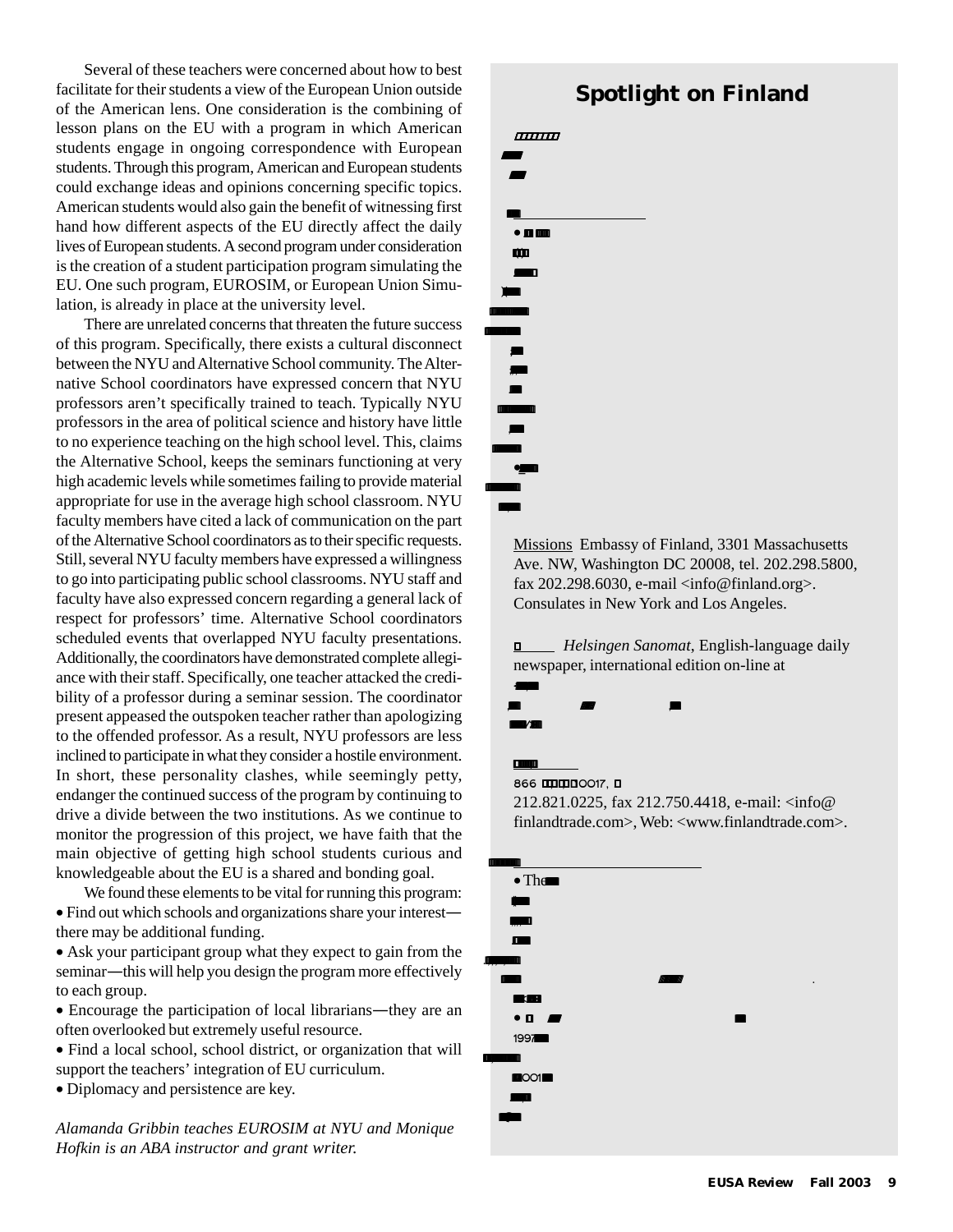Several of these teachers were concerned about how to best facilitate for their students a view of the European Union outside of the American lens. One consideration is the combining of lesson plans on the EU with a program in which American students engage in ongoing correspondence with European students. Through this program, American and European students could exchange ideas and opinions concerning specific topics. American students would also gain the benefit of witnessing first hand how different aspects of the EU directly affect the daily lives of European students. A second program under consideration is the creation of a student participation program simulating the EU. One such program, EUROSIM, or European Union Simulation, is already in place at the university level.

There are unrelated concerns that threaten the future success of this program. Specifically, there exists a cultural disconnect between the NYU and Alternative School community. The Alternative School coordinators have expressed concern that NYU professors aren't specifically trained to teach. Typically NYU professors in the area of political science and history have little to no experience teaching on the high school level. This, claims the Alternative School, keeps the seminars functioning at very high academic levels while sometimes failing to provide material appropriate for use in the average high school classroom. NYU faculty members have cited a lack of communication on the part of the Alternative School coordinators as to their specific requests. Still, several NYU faculty members have expressed a willingness to go into participating public school classrooms. NYU staff and faculty have also expressed concern regarding a general lack of respect for professors' time. Alternative School coordinators scheduled events that overlapped NYU faculty presentations. Additionally, the coordinators have demonstrated complete allegiance with their staff. Specifically, one teacher attacked the credibility of a professor during a seminar session. The coordinator present appeased the outspoken teacher rather than apologizing to the offended professor. As a result, NYU professors are less inclined to participate in what they consider a hostile environment. In short, these personality clashes, while seemingly petty, endanger the continued success of the program by continuing to drive a divide between the two institutions. As we continue to monitor the progression of this project, we have faith that the main objective of getting high school students curious and knowledgeable about the EU is a shared and bonding goal.

We found these elements to be vital for running this program:

- Find out which schools and organizations share your interest—there may be additional funding.
- Ask your participant group what they expect to gain from the seminar—this will help you design the program more effectively to each group.
- Encourage the participation of local librarians—they are an often overlooked but extremely useful resource.
- Find a local school, school district, or organization that will support the teachers' integration of EU curriculum.
- Diplomacy and persistence are key.

*Alamanda Gribbin teaches EUROSIM at NYU and Monique Hofkin is an ABA instructor and grant writer.*

## Spotlight on Finland

Missions Embassy of Finland, 3301 Massachusetts Ave. NW, Washington DC 20008, tel. 202.298.5800, fax 202.298.6030, e-mail <info@finland.org>. Consulates in New York and Los Angeles.

*Helsingen Sanomat*, English-language daily newspaper, international edition on-line at

866 0017,

212.821.0225, fax 212.750.4418, e-mail: <info@finlandtrade.com>, Web: <www.finlandtrade.com>.

- The

1997

2001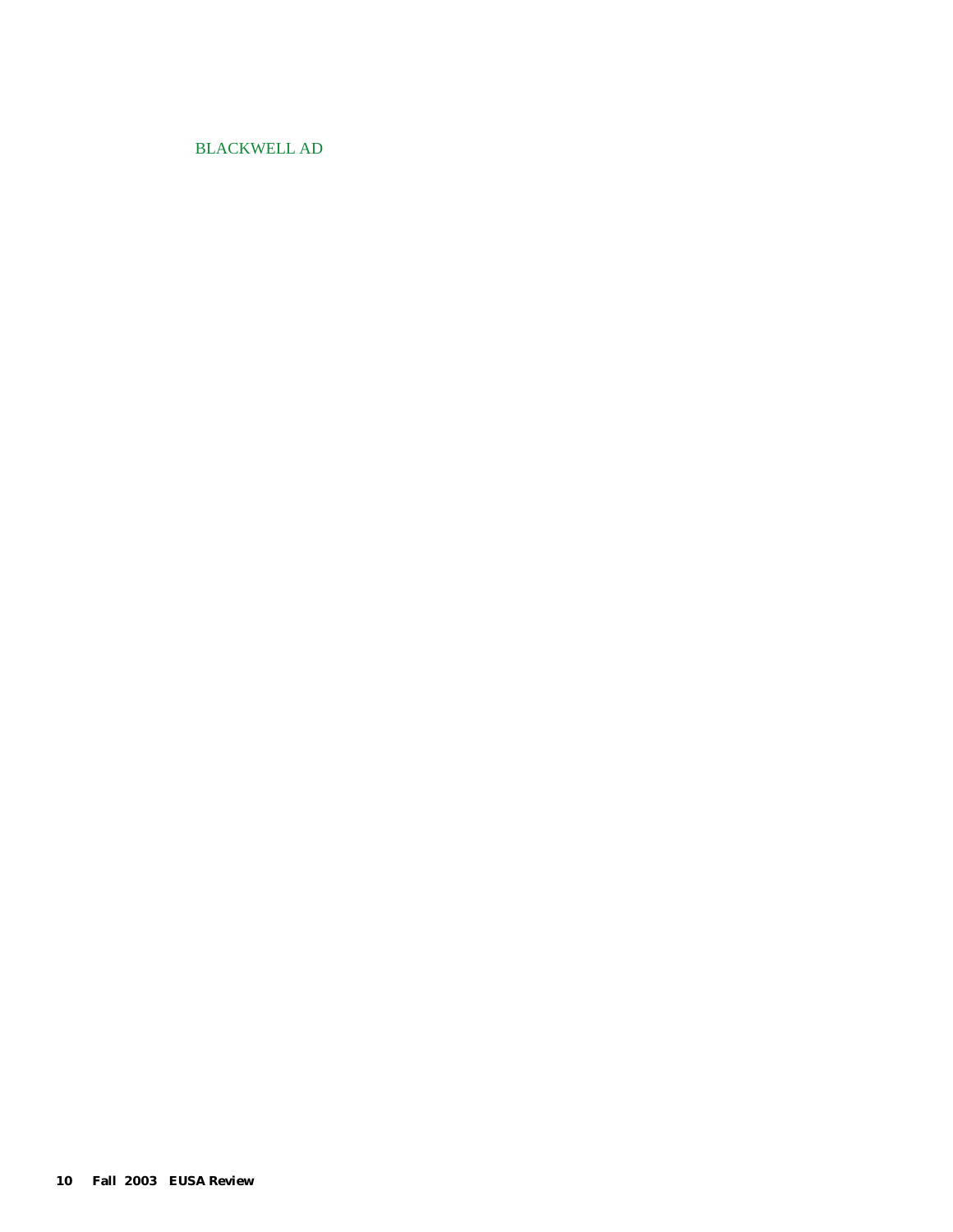BLACKWELL AD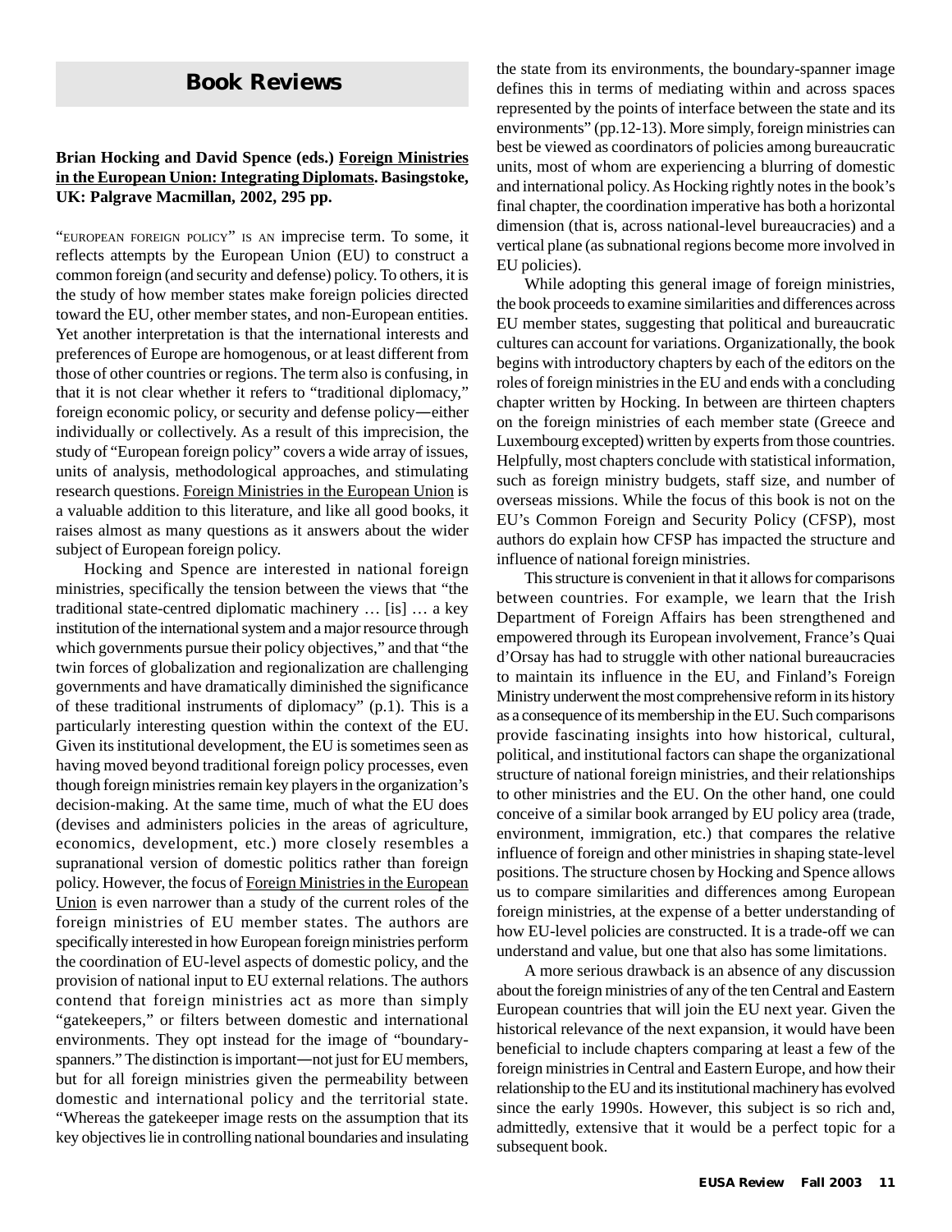## Book Reviews

**Brian Hocking and David Spence (eds.) Foreign Ministries in the European Union: Integrating Diplomats. Basingstoke, UK: Palgrave Macmillan, 2002, 295 pp.**

"EUROPEAN FOREIGN POLICY" IS AN imprecise term. To some, it reflects attempts by the European Union (EU) to construct a common foreign (and security and defense) policy. To others, it is the study of how member states make foreign policies directed toward the EU, other member states, and non-European entities. Yet another interpretation is that the international interests and preferences of Europe are homogenous, or at least different from those of other countries or regions. The term also is confusing, in that it is not clear whether it refers to "traditional diplomacy," foreign economic policy, or security and defense policy—either individually or collectively. As a result of this imprecision, the study of "European foreign policy" covers a wide array of issues, units of analysis, methodological approaches, and stimulating research questions. Foreign Ministries in the European Union is a valuable addition to this literature, and like all good books, it raises almost as many questions as it answers about the wider subject of European foreign policy.

Hocking and Spence are interested in national foreign ministries, specifically the tension between the views that "the traditional state-centred diplomatic machinery … [is] … a key institution of the international system and a major resource through which governments pursue their policy objectives," and that "the twin forces of globalization and regionalization are challenging governments and have dramatically diminished the significance of these traditional instruments of diplomacy" (p.1). This is a particularly interesting question within the context of the EU. Given its institutional development, the EU is sometimes seen as having moved beyond traditional foreign policy processes, even though foreign ministries remain key players in the organization's decision-making. At the same time, much of what the EU does (devises and administers policies in the areas of agriculture, economics, development, etc.) more closely resembles a supranational version of domestic politics rather than foreign policy. However, the focus of Foreign Ministries in the European Union is even narrower than a study of the current roles of the foreign ministries of EU member states. The authors are specifically interested in how European foreign ministries perform the coordination of EU-level aspects of domestic policy, and the provision of national input to EU external relations. The authors contend that foreign ministries act as more than simply "gatekeepers," or filters between domestic and international environments. They opt instead for the image of "boundary-spanners." The distinction is important—not just for EU members, but for all foreign ministries given the permeability between domestic and international policy and the territorial state. "Whereas the gatekeeper image rests on the assumption that its key objectives lie in controlling national boundaries and insulating the state from its environments, the boundary-spanner image defines this in terms of mediating within and across spaces represented by the points of interface between the state and its environments" (pp.12-13). More simply, foreign ministries can best be viewed as coordinators of policies among bureaucratic units, most of whom are experiencing a blurring of domestic and international policy. As Hocking rightly notes in the book's final chapter, the coordination imperative has both a horizontal dimension (that is, across national-level bureaucracies) and a vertical plane (as subnational regions become more involved in EU policies).

While adopting this general image of foreign ministries, the book proceeds to examine similarities and differences across EU member states, suggesting that political and bureaucratic cultures can account for variations. Organizationally, the book begins with introductory chapters by each of the editors on the roles of foreign ministries in the EU and ends with a concluding chapter written by Hocking. In between are thirteen chapters on the foreign ministries of each member state (Greece and Luxembourg excepted) written by experts from those countries. Helpfully, most chapters conclude with statistical information, such as foreign ministry budgets, staff size, and number of overseas missions. While the focus of this book is not on the EU's Common Foreign and Security Policy (CFSP), most authors do explain how CFSP has impacted the structure and influence of national foreign ministries.

This structure is convenient in that it allows for comparisons between countries. For example, we learn that the Irish Department of Foreign Affairs has been strengthened and empowered through its European involvement, France's Quai d'Orsay has had to struggle with other national bureaucracies to maintain its influence in the EU, and Finland's Foreign Ministry underwent the most comprehensive reform in its history as a consequence of its membership in the EU. Such comparisons provide fascinating insights into how historical, cultural, political, and institutional factors can shape the organizational structure of national foreign ministries, and their relationships to other ministries and the EU. On the other hand, one could conceive of a similar book arranged by EU policy area (trade, environment, immigration, etc.) that compares the relative influence of foreign and other ministries in shaping state-level positions. The structure chosen by Hocking and Spence allows us to compare similarities and differences among European foreign ministries, at the expense of a better understanding of how EU-level policies are constructed. It is a trade-off we can understand and value, but one that also has some limitations.

A more serious drawback is an absence of any discussion about the foreign ministries of any of the ten Central and Eastern European countries that will join the EU next year. Given the historical relevance of the next expansion, it would have been beneficial to include chapters comparing at least a few of the foreign ministries in Central and Eastern Europe, and how their relationship to the EU and its institutional machinery has evolved since the early 1990s. However, this subject is so rich and, admittedly, extensive that it would be a perfect topic for a subsequent book.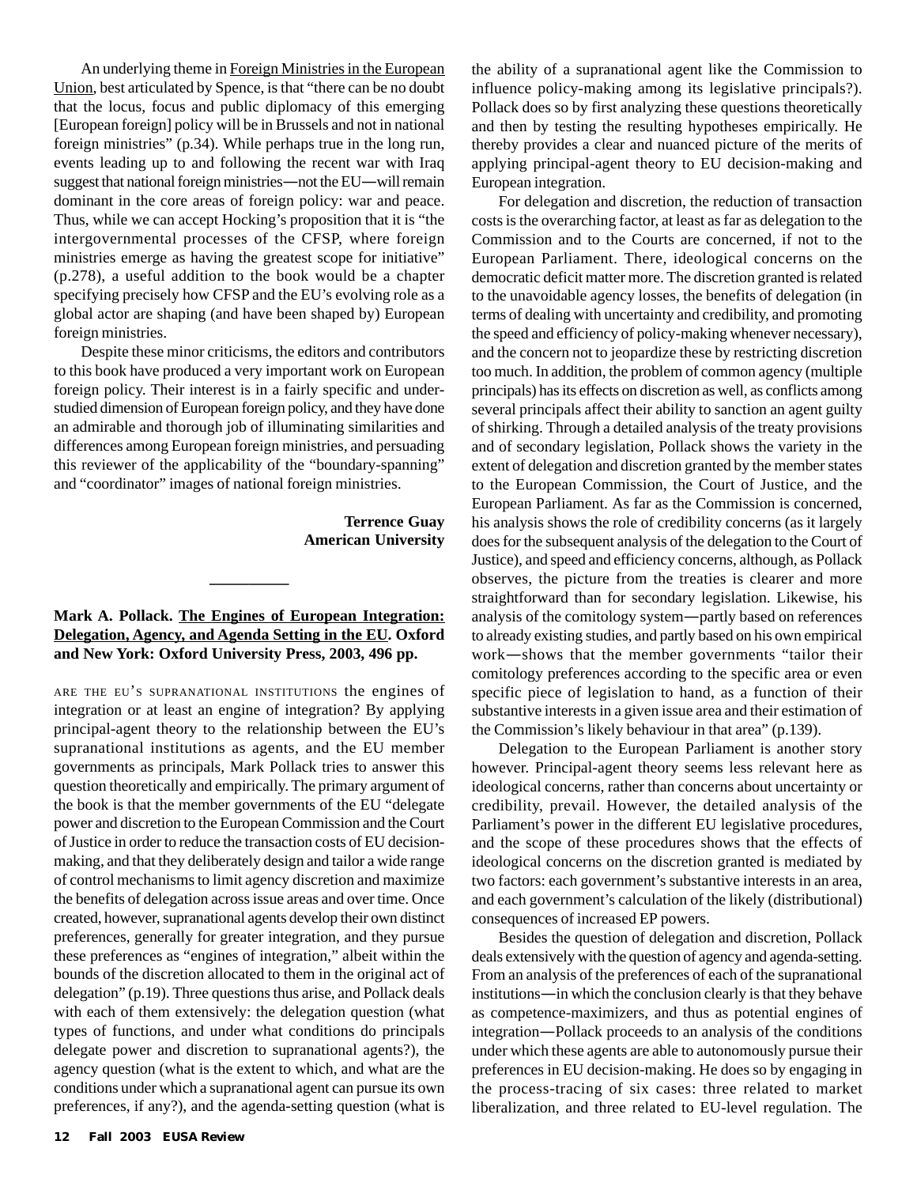An underlying theme in Foreign Ministries in the European Union, best articulated by Spence, is that "there can be no doubt that the locus, focus and public diplomacy of this emerging [European foreign] policy will be in Brussels and not in national foreign ministries" (p.34). While perhaps true in the long run, events leading up to and following the recent war with Iraq suggest that national foreign ministries—not the EU—will remain dominant in the core areas of foreign policy: war and peace. Thus, while we can accept Hocking's proposition that it is "the intergovernmental processes of the CFSP, where foreign ministries emerge as having the greatest scope for initiative" (p.278), a useful addition to the book would be a chapter specifying precisely how CFSP and the EU's evolving role as a global actor are shaping (and have been shaped by) European foreign ministries.

Despite these minor criticisms, the editors and contributors to this book have produced a very important work on European foreign policy. Their interest is in a fairly specific and understudied dimension of European foreign policy, and they have done an admirable and thorough job of illuminating similarities and differences among European foreign ministries, and persuading this reviewer of the applicability of the "boundary-spanning" and "coordinator" images of national foreign ministries.

**Terrence Guay**
**American University**

---

**Mark A. Pollack. The Engines of European Integration: Delegation, Agency, and Agenda Setting in the EU. Oxford and New York: Oxford University Press, 2003, 496 pp.**

ARE THE EU'S SUPRANATIONAL INSTITUTIONS the engines of integration or at least an engine of integration? By applying principal-agent theory to the relationship between the EU's supranational institutions as agents, and the EU member governments as principals, Mark Pollack tries to answer this question theoretically and empirically. The primary argument of the book is that the member governments of the EU "delegate power and discretion to the European Commission and the Court of Justice in order to reduce the transaction costs of EU decision-making, and that they deliberately design and tailor a wide range of control mechanisms to limit agency discretion and maximize the benefits of delegation across issue areas and over time. Once created, however, supranational agents develop their own distinct preferences, generally for greater integration, and they pursue these preferences as "engines of integration," albeit within the bounds of the discretion allocated to them in the original act of delegation" (p.19). Three questions thus arise, and Pollack deals with each of them extensively: the delegation question (what types of functions, and under what conditions do principals delegate power and discretion to supranational agents?), the agency question (what is the extent to which, and what are the conditions under which a supranational agent can pursue its own preferences, if any?), and the agenda-setting question (what is the ability of a supranational agent like the Commission to influence policy-making among its legislative principals?). Pollack does so by first analyzing these questions theoretically and then by testing the resulting hypotheses empirically. He thereby provides a clear and nuanced picture of the merits of applying principal-agent theory to EU decision-making and European integration.

For delegation and discretion, the reduction of transaction costs is the overarching factor, at least as far as delegation to the Commission and to the Courts are concerned, if not to the European Parliament. There, ideological concerns on the democratic deficit matter more. The discretion granted is related to the unavoidable agency losses, the benefits of delegation (in terms of dealing with uncertainty and credibility, and promoting the speed and efficiency of policy-making whenever necessary), and the concern not to jeopardize these by restricting discretion too much. In addition, the problem of common agency (multiple principals) has its effects on discretion as well, as conflicts among several principals affect their ability to sanction an agent guilty of shirking. Through a detailed analysis of the treaty provisions and of secondary legislation, Pollack shows the variety in the extent of delegation and discretion granted by the member states to the European Commission, the Court of Justice, and the European Parliament. As far as the Commission is concerned, his analysis shows the role of credibility concerns (as it largely does for the subsequent analysis of the delegation to the Court of Justice), and speed and efficiency concerns, although, as Pollack observes, the picture from the treaties is clearer and more straightforward than for secondary legislation. Likewise, his analysis of the comitology system—partly based on references to already existing studies, and partly based on his own empirical work—shows that the member governments "tailor their comitology preferences according to the specific area or even specific piece of legislation to hand, as a function of their substantive interests in a given issue area and their estimation of the Commission's likely behaviour in that area" (p.139).

Delegation to the European Parliament is another story however. Principal-agent theory seems less relevant here as ideological concerns, rather than concerns about uncertainty or credibility, prevail. However, the detailed analysis of the Parliament's power in the different EU legislative procedures, and the scope of these procedures shows that the effects of ideological concerns on the discretion granted is mediated by two factors: each government's substantive interests in an area, and each government's calculation of the likely (distributional) consequences of increased EP powers.

Besides the question of delegation and discretion, Pollack deals extensively with the question of agency and agenda-setting. From an analysis of the preferences of each of the supranational institutions—in which the conclusion clearly is that they behave as competence-maximizers, and thus as potential engines of integration—Pollack proceeds to an analysis of the conditions under which these agents are able to autonomously pursue their preferences in EU decision-making. He does so by engaging in the process-tracing of six cases: three related to market liberalization, and three related to EU-level regulation. The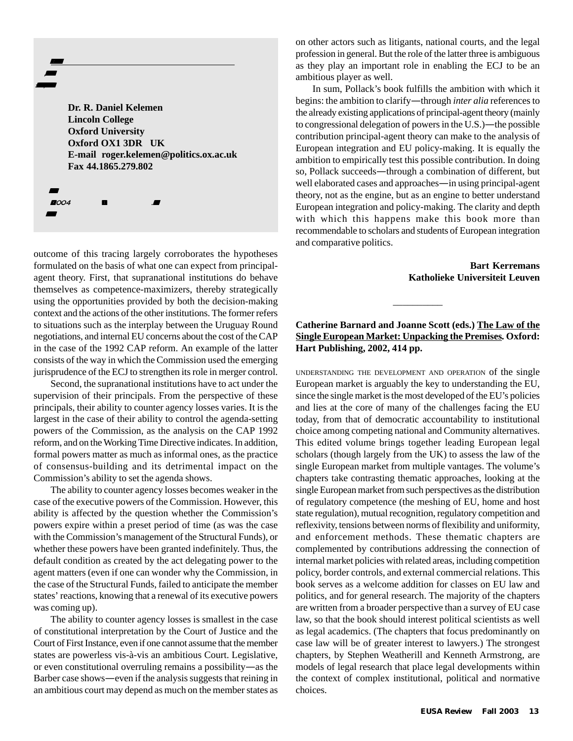Dr. R. Daniel Kelemen
Lincoln College
Oxford University
Oxford OX1 3DR UK
E-mail roger.kelemen@politics.ox.ac.uk
Fax 44.1865.279.802

outcome of this tracing largely corroborates the hypotheses formulated on the basis of what one can expect from principal-agent theory. First, that supranational institutions do behave themselves as competence-maximizers, thereby strategically using the opportunities provided by both the decision-making context and the actions of the other institutions. The former refers to situations such as the interplay between the Uruguay Round negotiations, and internal EU concerns about the cost of the CAP in the case of the 1992 CAP reform. An example of the latter consists of the way in which the Commission used the emerging jurisprudence of the ECJ to strengthen its role in merger control.

Second, the supranational institutions have to act under the supervision of their principals. From the perspective of these principals, their ability to counter agency losses varies. It is the largest in the case of their ability to control the agenda-setting powers of the Commission, as the analysis on the CAP 1992 reform, and on the Working Time Directive indicates. In addition, formal powers matter as much as informal ones, as the practice of consensus-building and its detrimental impact on the Commission's ability to set the agenda shows.

The ability to counter agency losses becomes weaker in the case of the executive powers of the Commission. However, this ability is affected by the question whether the Commission's powers expire within a preset period of time (as was the case with the Commission's management of the Structural Funds), or whether these powers have been granted indefinitely. Thus, the default condition as created by the act delegating power to the agent matters (even if one can wonder why the Commission, in the case of the Structural Funds, failed to anticipate the member states' reactions, knowing that a renewal of its executive powers was coming up).

The ability to counter agency losses is smallest in the case of constitutional interpretation by the Court of Justice and the Court of First Instance, even if one cannot assume that the member states are powerless vis-à-vis an ambitious Court. Legislative, or even constitutional overruling remains a possibility—as the Barber case shows—even if the analysis suggests that reining in an ambitious court may depend as much on the member states as on other actors such as litigants, national courts, and the legal profession in general. But the role of the latter three is ambiguous as they play an important role in enabling the ECJ to be an ambitious player as well.

In sum, Pollack's book fulfills the ambition with which it begins: the ambition to clarify—through *inter alia* references to the already existing applications of principal-agent theory (mainly to congressional delegation of powers in the U.S.)—the possible contribution principal-agent theory can make to the analysis of European integration and EU policy-making. It is equally the ambition to empirically test this possible contribution. In doing so, Pollack succeeds—through a combination of different, but well elaborated cases and approaches—in using principal-agent theory, not as the engine, but as an engine to better understand European integration and policy-making. The clarity and depth with which this happens make this book more than recommendable to scholars and students of European integration and comparative politics.

**Bart Kerremans**
**Katholieke Universiteit Leuven**

---

**Catherine Barnard and Joanne Scott (eds.) The Law of the Single European Market: Unpacking the Premises. Oxford: Hart Publishing, 2002, 414 pp.**

UNDERSTANDING THE DEVELOPMENT AND OPERATION of the single European market is arguably the key to understanding the EU, since the single market is the most developed of the EU's policies and lies at the core of many of the challenges facing the EU today, from that of democratic accountability to institutional choice among competing national and Community alternatives. This edited volume brings together leading European legal scholars (though largely from the UK) to assess the law of the single European market from multiple vantages. The volume's chapters take contrasting thematic approaches, looking at the single European market from such perspectives as the distribution of regulatory competence (the meshing of EU, home and host state regulation), mutual recognition, regulatory competition and reflexivity, tensions between norms of flexibility and uniformity, and enforcement methods. These thematic chapters are complemented by contributions addressing the connection of internal market policies with related areas, including competition policy, border controls, and external commercial relations. This book serves as a welcome addition for classes on EU law and politics, and for general research. The majority of the chapters are written from a broader perspective than a survey of EU case law, so that the book should interest political scientists as well as legal academics. (The chapters that focus predominantly on case law will be of greater interest to lawyers.) The strongest chapters, by Stephen Weatherill and Kenneth Armstrong, are models of legal research that place legal developments within the context of complex institutional, political and normative choices.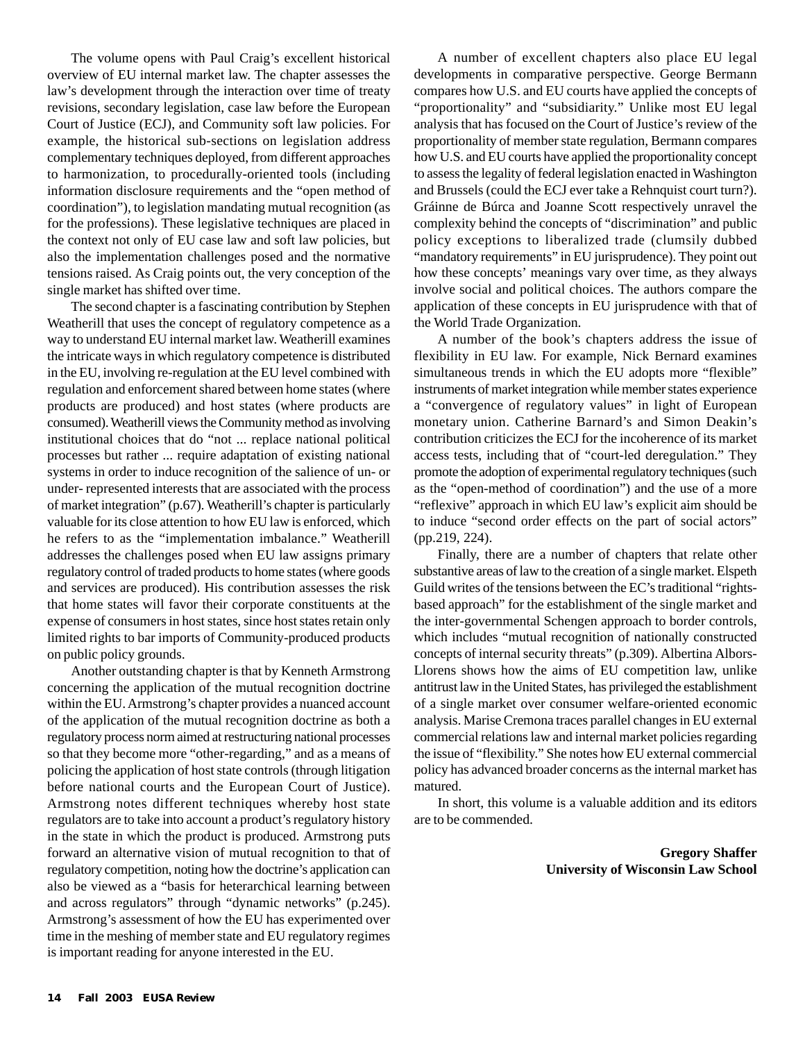The volume opens with Paul Craig's excellent historical overview of EU internal market law. The chapter assesses the law's development through the interaction over time of treaty revisions, secondary legislation, case law before the European Court of Justice (ECJ), and Community soft law policies. For example, the historical sub-sections on legislation address complementary techniques deployed, from different approaches to harmonization, to procedurally-oriented tools (including information disclosure requirements and the "open method of coordination"), to legislation mandating mutual recognition (as for the professions). These legislative techniques are placed in the context not only of EU case law and soft law policies, but also the implementation challenges posed and the normative tensions raised. As Craig points out, the very conception of the single market has shifted over time.

The second chapter is a fascinating contribution by Stephen Weatherill that uses the concept of regulatory competence as a way to understand EU internal market law. Weatherill examines the intricate ways in which regulatory competence is distributed in the EU, involving re-regulation at the EU level combined with regulation and enforcement shared between home states (where products are produced) and host states (where products are consumed). Weatherill views the Community method as involving institutional choices that do "not ... replace national political processes but rather ... require adaptation of existing national systems in order to induce recognition of the salience of un- or under- represented interests that are associated with the process of market integration" (p.67). Weatherill's chapter is particularly valuable for its close attention to how EU law is enforced, which he refers to as the "implementation imbalance." Weatherill addresses the challenges posed when EU law assigns primary regulatory control of traded products to home states (where goods and services are produced). His contribution assesses the risk that home states will favor their corporate constituents at the expense of consumers in host states, since host states retain only limited rights to bar imports of Community-produced products on public policy grounds.

Another outstanding chapter is that by Kenneth Armstrong concerning the application of the mutual recognition doctrine within the EU. Armstrong's chapter provides a nuanced account of the application of the mutual recognition doctrine as both a regulatory process norm aimed at restructuring national processes so that they become more "other-regarding," and as a means of policing the application of host state controls (through litigation before national courts and the European Court of Justice). Armstrong notes different techniques whereby host state regulators are to take into account a product's regulatory history in the state in which the product is produced. Armstrong puts forward an alternative vision of mutual recognition to that of regulatory competition, noting how the doctrine's application can also be viewed as a "basis for heterarchical learning between and across regulators" through "dynamic networks" (p.245). Armstrong's assessment of how the EU has experimented over time in the meshing of member state and EU regulatory regimes is important reading for anyone interested in the EU.

A number of excellent chapters also place EU legal developments in comparative perspective. George Bermann compares how U.S. and EU courts have applied the concepts of "proportionality" and "subsidiarity." Unlike most EU legal analysis that has focused on the Court of Justice's review of the proportionality of member state regulation, Bermann compares how U.S. and EU courts have applied the proportionality concept to assess the legality of federal legislation enacted in Washington and Brussels (could the ECJ ever take a Rehnquist court turn?). Gráinne de Búrca and Joanne Scott respectively unravel the complexity behind the concepts of "discrimination" and public policy exceptions to liberalized trade (clumsily dubbed "mandatory requirements" in EU jurisprudence). They point out how these concepts' meanings vary over time, as they always involve social and political choices. The authors compare the application of these concepts in EU jurisprudence with that of the World Trade Organization.

A number of the book's chapters address the issue of flexibility in EU law. For example, Nick Bernard examines simultaneous trends in which the EU adopts more "flexible" instruments of market integration while member states experience a "convergence of regulatory values" in light of European monetary union. Catherine Barnard's and Simon Deakin's contribution criticizes the ECJ for the incoherence of its market access tests, including that of "court-led deregulation." They promote the adoption of experimental regulatory techniques (such as the "open-method of coordination") and the use of a more "reflexive" approach in which EU law's explicit aim should be to induce "second order effects on the part of social actors" (pp.219, 224).

Finally, there are a number of chapters that relate other substantive areas of law to the creation of a single market. Elspeth Guild writes of the tensions between the EC's traditional "rights-based approach" for the establishment of the single market and the inter-governmental Schengen approach to border controls, which includes "mutual recognition of nationally constructed concepts of internal security threats" (p.309). Albertina Albors-Llorens shows how the aims of EU competition law, unlike antitrust law in the United States, has privileged the establishment of a single market over consumer welfare-oriented economic analysis. Marise Cremona traces parallel changes in EU external commercial relations law and internal market policies regarding the issue of "flexibility." She notes how EU external commercial policy has advanced broader concerns as the internal market has matured.

In short, this volume is a valuable addition and its editors are to be commended.

**Gregory Shaffer**
**University of Wisconsin Law School**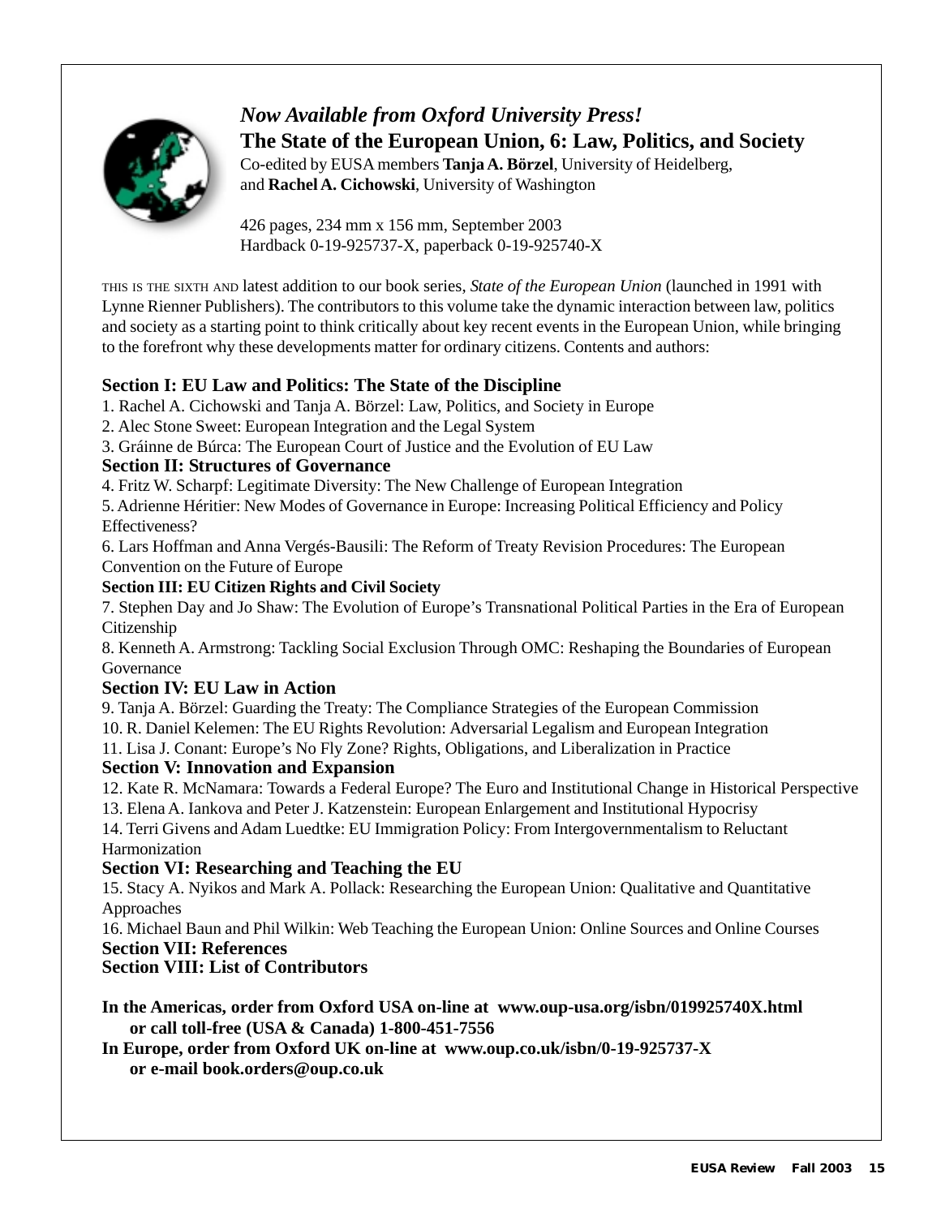*Now Available from Oxford University Press!*

**The State of the European Union, 6: Law, Politics, and Society**

Co-edited by EUSA members **Tanja A. Börzel**, University of Heidelberg, and **Rachel A. Cichowski**, University of Washington

426 pages, 234 mm x 156 mm, September 2003
Hardback 0-19-925737-X, paperback 0-19-925740-X

THIS IS THE SIXTH AND latest addition to our book series, *State of the European Union* (launched in 1991 with Lynne Rienner Publishers). The contributors to this volume take the dynamic interaction between law, politics and society as a starting point to think critically about key recent events in the European Union, while bringing to the forefront why these developments matter for ordinary citizens. Contents and authors:

**Section I: EU Law and Politics: The State of the Discipline**

1. Rachel A. Cichowski and Tanja A. Börzel: Law, Politics, and Society in Europe
2. Alec Stone Sweet: European Integration and the Legal System
3. Gráinne de Búrca: The European Court of Justice and the Evolution of EU Law

**Section II: Structures of Governance**

4. Fritz W. Scharpf: Legitimate Diversity: The New Challenge of European Integration
5. Adrienne Héritier: New Modes of Governance in Europe: Increasing Political Efficiency and Policy Effectiveness?
6. Lars Hoffman and Anna Vergés-Bausili: The Reform of Treaty Revision Procedures: The European Convention on the Future of Europe

**Section III: EU Citizen Rights and Civil Society**

7. Stephen Day and Jo Shaw: The Evolution of Europe's Transnational Political Parties in the Era of European Citizenship
8. Kenneth A. Armstrong: Tackling Social Exclusion Through OMC: Reshaping the Boundaries of European Governance

**Section IV: EU Law in Action**

9. Tanja A. Börzel: Guarding the Treaty: The Compliance Strategies of the European Commission
10. R. Daniel Kelemen: The EU Rights Revolution: Adversarial Legalism and European Integration
11. Lisa J. Conant: Europe's No Fly Zone? Rights, Obligations, and Liberalization in Practice

**Section V: Innovation and Expansion**

12. Kate R. McNamara: Towards a Federal Europe? The Euro and Institutional Change in Historical Perspective
13. Elena A. Iankova and Peter J. Katzenstein: European Enlargement and Institutional Hypocrisy
14. Terri Givens and Adam Luedtke: EU Immigration Policy: From Intergovernmentalism to Reluctant Harmonization

**Section VI: Researching and Teaching the EU**

15. Stacy A. Nyikos and Mark A. Pollack: Researching the European Union: Qualitative and Quantitative Approaches
16. Michael Baun and Phil Wilkin: Web Teaching the European Union: Online Sources and Online Courses

**Section VII: References**

**Section VIII: List of Contributors**

**In the Americas, order from Oxford USA on-line at www.oup-usa.org/isbn/019925740X.html or call toll-free (USA & Canada) 1-800-451-7556**

**In Europe, order from Oxford UK on-line at www.oup.co.uk/isbn/0-19-925737-X or e-mail book.orders@oup.co.uk**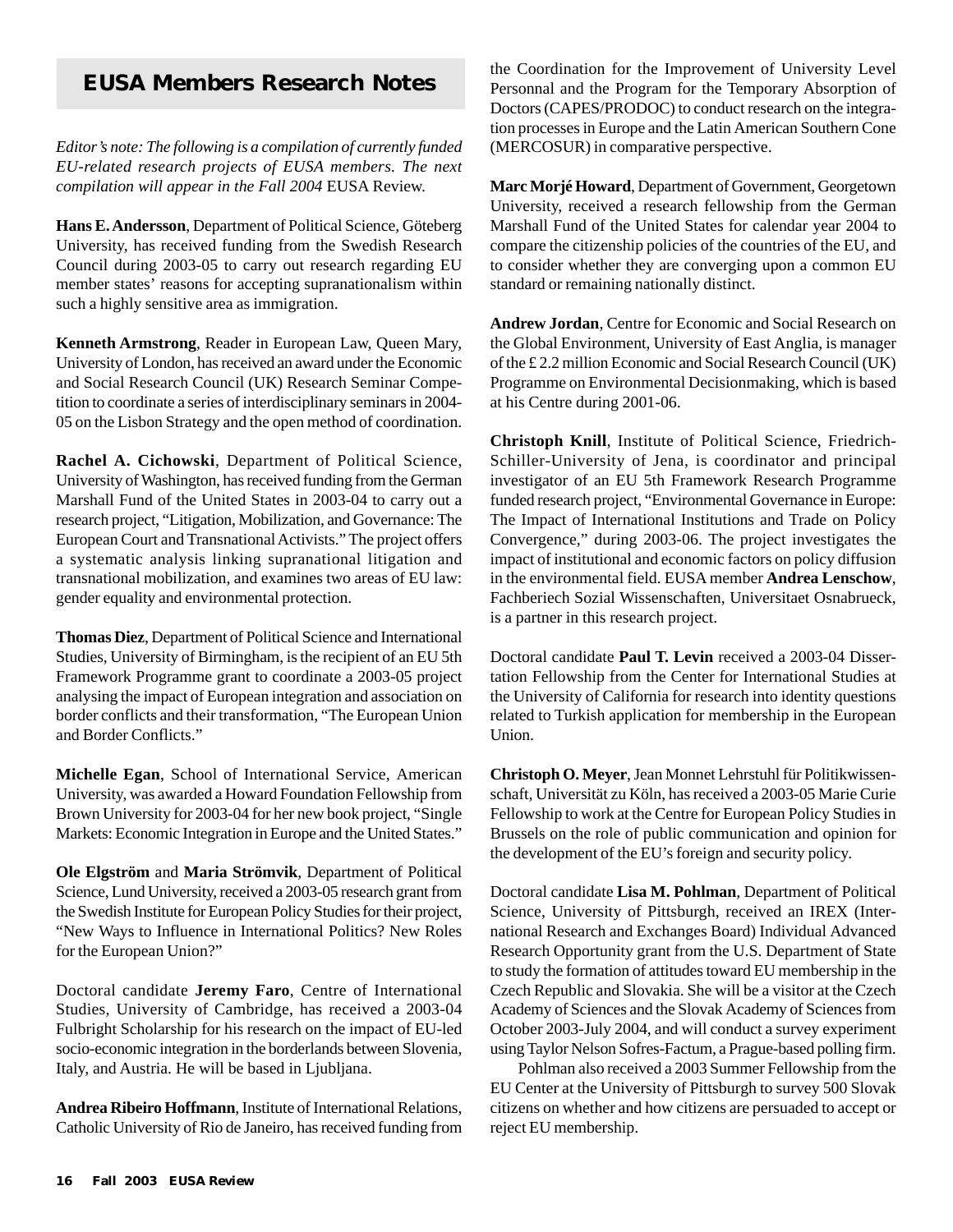## EUSA Members Research Notes

*Editor's note: The following is a compilation of currently funded EU-related research projects of EUSA members. The next compilation will appear in the Fall 2004* EUSA Review.

**Hans E. Andersson**, Department of Political Science, Göteberg University, has received funding from the Swedish Research Council during 2003-05 to carry out research regarding EU member states' reasons for accepting supranationalism within such a highly sensitive area as immigration.

**Kenneth Armstrong**, Reader in European Law, Queen Mary, University of London, has received an award under the Economic and Social Research Council (UK) Research Seminar Competition to coordinate a series of interdisciplinary seminars in 2004-05 on the Lisbon Strategy and the open method of coordination.

**Rachel A. Cichowski**, Department of Political Science, University of Washington, has received funding from the German Marshall Fund of the United States in 2003-04 to carry out a research project, "Litigation, Mobilization, and Governance: The European Court and Transnational Activists." The project offers a systematic analysis linking supranational litigation and transnational mobilization, and examines two areas of EU law: gender equality and environmental protection.

**Thomas Diez**, Department of Political Science and International Studies, University of Birmingham, is the recipient of an EU 5th Framework Programme grant to coordinate a 2003-05 project analysing the impact of European integration and association on border conflicts and their transformation, "The European Union and Border Conflicts."

**Michelle Egan**, School of International Service, American University, was awarded a Howard Foundation Fellowship from Brown University for 2003-04 for her new book project, "Single Markets: Economic Integration in Europe and the United States."

**Ole Elgström** and **Maria Strömvik**, Department of Political Science, Lund University, received a 2003-05 research grant from the Swedish Institute for European Policy Studies for their project, "New Ways to Influence in International Politics? New Roles for the European Union?"

Doctoral candidate **Jeremy Faro**, Centre of International Studies, University of Cambridge, has received a 2003-04 Fulbright Scholarship for his research on the impact of EU-led socio-economic integration in the borderlands between Slovenia, Italy, and Austria. He will be based in Ljubljana.

**Andrea Ribeiro Hoffmann**, Institute of International Relations, Catholic University of Rio de Janeiro, has received funding from the Coordination for the Improvement of University Level Personnal and the Program for the Temporary Absorption of Doctors (CAPES/PRODOC) to conduct research on the integration processes in Europe and the Latin American Southern Cone (MERCOSUR) in comparative perspective.

**Marc Morjé Howard**, Department of Government, Georgetown University, received a research fellowship from the German Marshall Fund of the United States for calendar year 2004 to compare the citizenship policies of the countries of the EU, and to consider whether they are converging upon a common EU standard or remaining nationally distinct.

**Andrew Jordan**, Centre for Economic and Social Research on the Global Environment, University of East Anglia, is manager of the £ 2.2 million Economic and Social Research Council (UK) Programme on Environmental Decisionmaking, which is based at his Centre during 2001-06.

**Christoph Knill**, Institute of Political Science, Friedrich-Schiller-University of Jena, is coordinator and principal investigator of an EU 5th Framework Research Programme funded research project, "Environmental Governance in Europe: The Impact of International Institutions and Trade on Policy Convergence," during 2003-06. The project investigates the impact of institutional and economic factors on policy diffusion in the environmental field. EUSA member **Andrea Lenschow**, Fachberiech Sozial Wissenschaften, Universitaet Osnabrueck, is a partner in this research project.

Doctoral candidate **Paul T. Levin** received a 2003-04 Dissertation Fellowship from the Center for International Studies at the University of California for research into identity questions related to Turkish application for membership in the European Union.

**Christoph O. Meyer**, Jean Monnet Lehrstuhl für Politikwissenschaft, Universität zu Köln, has received a 2003-05 Marie Curie Fellowship to work at the Centre for European Policy Studies in Brussels on the role of public communication and opinion for the development of the EU's foreign and security policy.

Doctoral candidate **Lisa M. Pohlman**, Department of Political Science, University of Pittsburgh, received an IREX (International Research and Exchanges Board) Individual Advanced Research Opportunity grant from the U.S. Department of State to study the formation of attitudes toward EU membership in the Czech Republic and Slovakia. She will be a visitor at the Czech Academy of Sciences and the Slovak Academy of Sciences from October 2003-July 2004, and will conduct a survey experiment using Taylor Nelson Sofres-Factum, a Prague-based polling firm.

Pohlman also received a 2003 Summer Fellowship from the EU Center at the University of Pittsburgh to survey 500 Slovak citizens on whether and how citizens are persuaded to accept or reject EU membership.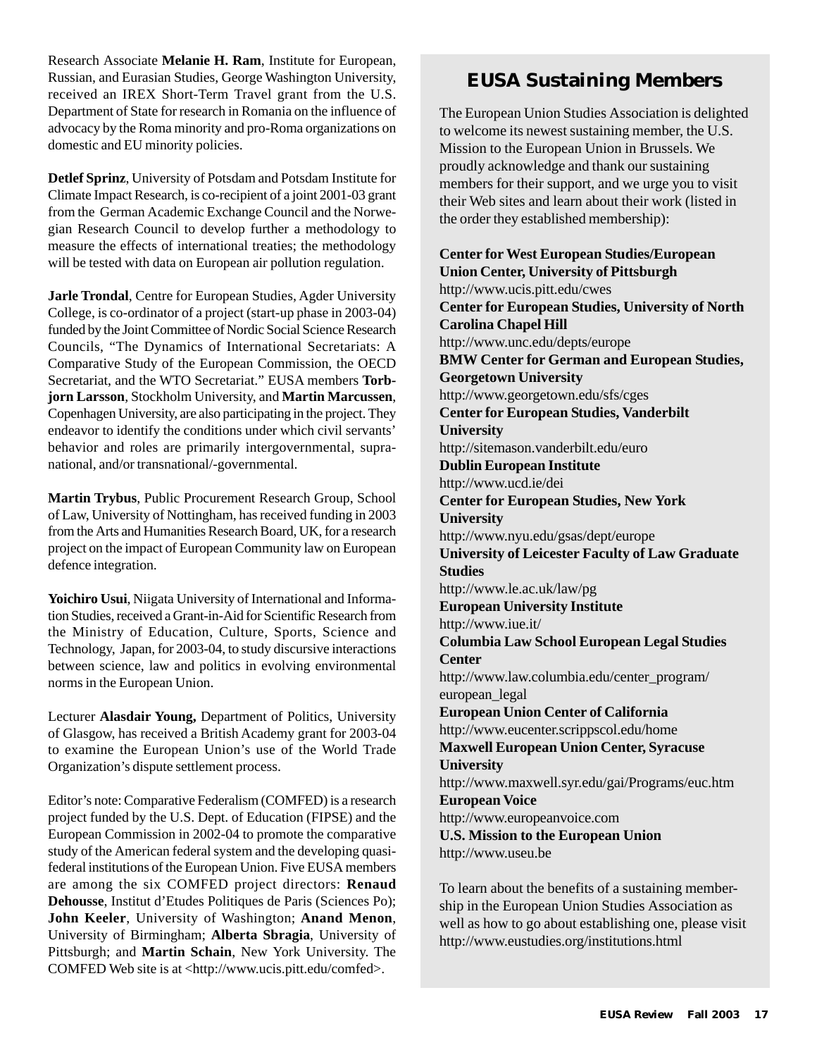Research Associate **Melanie H. Ram**, Institute for European, Russian, and Eurasian Studies, George Washington University, received an IREX Short-Term Travel grant from the U.S. Department of State for research in Romania on the influence of advocacy by the Roma minority and pro-Roma organizations on domestic and EU minority policies.

**Detlef Sprinz**, University of Potsdam and Potsdam Institute for Climate Impact Research, is co-recipient of a joint 2001-03 grant from the German Academic Exchange Council and the Norwegian Research Council to develop further a methodology to measure the effects of international treaties; the methodology will be tested with data on European air pollution regulation.

**Jarle Trondal**, Centre for European Studies, Agder University College, is co-ordinator of a project (start-up phase in 2003-04) funded by the Joint Committee of Nordic Social Science Research Councils, "The Dynamics of International Secretariats: A Comparative Study of the European Commission, the OECD Secretariat, and the WTO Secretariat." EUSA members **Torbjorn Larsson**, Stockholm University, and **Martin Marcussen**, Copenhagen University, are also participating in the project. They endeavor to identify the conditions under which civil servants' behavior and roles are primarily intergovernmental, supranational, and/or transnational/-governmental.

**Martin Trybus**, Public Procurement Research Group, School of Law, University of Nottingham, has received funding in 2003 from the Arts and Humanities Research Board, UK, for a research project on the impact of European Community law on European defence integration.

**Yoichiro Usui**, Niigata University of International and Information Studies, received a Grant-in-Aid for Scientific Research from the Ministry of Education, Culture, Sports, Science and Technology, Japan, for 2003-04, to study discursive interactions between science, law and politics in evolving environmental norms in the European Union.

Lecturer **Alasdair Young,** Department of Politics, University of Glasgow, has received a British Academy grant for 2003-04 to examine the European Union's use of the World Trade Organization's dispute settlement process.

Editor's note: Comparative Federalism (COMFED) is a research project funded by the U.S. Dept. of Education (FIPSE) and the European Commission in 2002-04 to promote the comparative study of the American federal system and the developing quasi-federal institutions of the European Union. Five EUSA members are among the six COMFED project directors: **Renaud Dehousse**, Institut d'Etudes Politiques de Paris (Sciences Po); **John Keeler**, University of Washington; **Anand Menon**, University of Birmingham; **Alberta Sbragia**, University of Pittsburgh; and **Martin Schain**, New York University. The COMFED Web site is at <http://www.ucis.pitt.edu/comfed>.

## EUSA Sustaining Members

The European Union Studies Association is delighted to welcome its newest sustaining member, the U.S. Mission to the European Union in Brussels. We proudly acknowledge and thank our sustaining members for their support, and we urge you to visit their Web sites and learn about their work (listed in the order they established membership):

**Center for West European Studies/European Union Center, University of Pittsburgh**
http://www.ucis.pitt.edu/cwes

**Center for European Studies, University of North Carolina Chapel Hill**
http://www.unc.edu/depts/europe

**BMW Center for German and European Studies, Georgetown University**
http://www.georgetown.edu/sfs/cges

**Center for European Studies, Vanderbilt University**
http://sitemason.vanderbilt.edu/euro

**Dublin European Institute**
http://www.ucd.ie/dei

**Center for European Studies, New York University**
http://www.nyu.edu/gsas/dept/europe

**University of Leicester Faculty of Law Graduate Studies**
http://www.le.ac.uk/law/pg

**European University Institute**
http://www.iue.it/

**Columbia Law School European Legal Studies Center**
http://www.law.columbia.edu/center_program/european_legal

**European Union Center of California**
http://www.eucenter.scrippscol.edu/home

**Maxwell European Union Center, Syracuse University**
http://www.maxwell.syr.edu/gai/Programs/euc.htm

**European Voice**
http://www.europeanvoice.com

**U.S. Mission to the European Union**
http://www.useu.be

To learn about the benefits of a sustaining membership in the European Union Studies Association as well as how to go about establishing one, please visit http://www.eustudies.org/institutions.html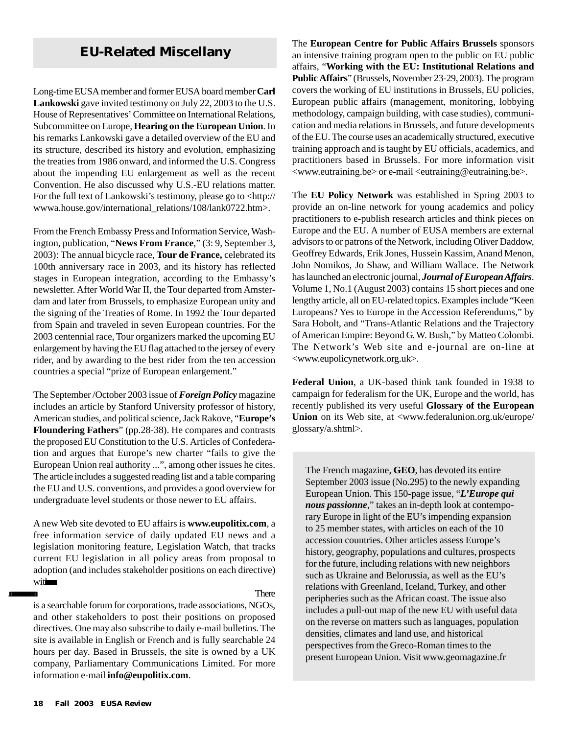## EU-Related Miscellany

Long-time EUSA member and former EUSA board member **Carl Lankowski** gave invited testimony on July 22, 2003 to the U.S. House of Representatives' Committee on International Relations, Subcommittee on Europe, **Hearing on the European Union**. In his remarks Lankowski gave a detailed overview of the EU and its structure, described its history and evolution, emphasizing the treaties from 1986 onward, and informed the U.S. Congress about the impending EU enlargement as well as the recent Convention. He also discussed why U.S.-EU relations matter. For the full text of Lankowski's testimony, please go to <http://wwwa.house.gov/international_relations/108/lank0722.htm>.

From the French Embassy Press and Information Service, Washington, publication, "**News From France**," (3: 9, September 3, 2003): The annual bicycle race, **Tour de France,** celebrated its 100th anniversary race in 2003, and its history has reflected stages in European integration, according to the Embassy's newsletter. After World War II, the Tour departed from Amsterdam and later from Brussels, to emphasize European unity and the signing of the Treaties of Rome. In 1992 the Tour departed from Spain and traveled in seven European countries. For the 2003 centennial race, Tour organizers marked the upcoming EU enlargement by having the EU flag attached to the jersey of every rider, and by awarding to the best rider from the ten accession countries a special "prize of European enlargement."

The September /October 2003 issue of ***Foreign Policy*** magazine includes an article by Stanford University professor of history, American studies, and political science, Jack Rakove, "**Europe's Floundering Fathers**" (pp.28-38). He compares and contrasts the proposed EU Constitution to the U.S. Articles of Confederation and argues that Europe's new charter "fails to give the European Union real authority ...", among other issues he cites. The article includes a suggested reading list and a table comparing the EU and U.S. conventions, and provides a good overview for undergraduate level students or those newer to EU affairs.

A new Web site devoted to EU affairs is **www.eupolitix.com**, a free information service of daily updated EU news and a legislation monitoring feature, Legislation Watch, that tracks current EU legislation in all policy areas from proposal to adoption (and includes stakeholder positions on each directive) wit

There is a searchable forum for corporations, trade associations, NGOs, and other stakeholders to post their positions on proposed directives. One may also subscribe to daily e-mail bulletins. The site is available in English or French and is fully searchable 24 hours per day. Based in Brussels, the site is owned by a UK company, Parliamentary Communications Limited. For more information e-mail **info@eupolitix.com**.

The **European Centre for Public Affairs Brussels** sponsors an intensive training program open to the public on EU public affairs, "**Working with the EU: Institutional Relations and Public Affairs**" (Brussels, November 23-29, 2003). The program covers the working of EU institutions in Brussels, EU policies, European public affairs (management, monitoring, lobbying methodology, campaign building, with case studies), communication and media relations in Brussels, and future developments of the EU. The course uses an academically structured, executive training approach and is taught by EU officials, academics, and practitioners based in Brussels. For more information visit <www.eutraining.be> or e-mail <eutraining@eutraining.be>.

The **EU Policy Network** was established in Spring 2003 to provide an on-line network for young academics and policy practitioners to e-publish research articles and think pieces on Europe and the EU. A number of EUSA members are external advisors to or patrons of the Network, including Oliver Daddow, Geoffrey Edwards, Erik Jones, Hussein Kassim, Anand Menon, John Nomikos, Jo Shaw, and William Wallace. The Network has launched an electronic journal, ***Journal of European Affairs***. Volume 1, No.1 (August 2003) contains 15 short pieces and one lengthy article, all on EU-related topics. Examples include "Keen Europeans? Yes to Europe in the Accession Referendums," by Sara Hobolt, and "Trans-Atlantic Relations and the Trajectory of American Empire: Beyond G. W. Bush," by Matteo Colombi. The Network's Web site and e-journal are on-line at <www.eupolicynetwork.org.uk>.

**Federal Union**, a UK-based think tank founded in 1938 to campaign for federalism for the UK, Europe and the world, has recently published its very useful **Glossary of the European Union** on its Web site, at <www.federalunion.org.uk/europe/glossary/a.shtml>.

The French magazine, **GEO**, has devoted its entire September 2003 issue (No.295) to the newly expanding European Union. This 150-page issue, "***L'Europe qui nous passionne***," takes an in-depth look at contemporary Europe in light of the EU's impending expansion to 25 member states, with articles on each of the 10 accession countries. Other articles assess Europe's history, geography, populations and cultures, prospects for the future, including relations with new neighbors such as Ukraine and Belorussia, as well as the EU's relations with Greenland, Iceland, Turkey, and other peripheries such as the African coast. The issue also includes a pull-out map of the new EU with useful data on the reverse on matters such as languages, population densities, climates and land use, and historical perspectives from the Greco-Roman times to the present European Union. Visit www.geomagazine.fr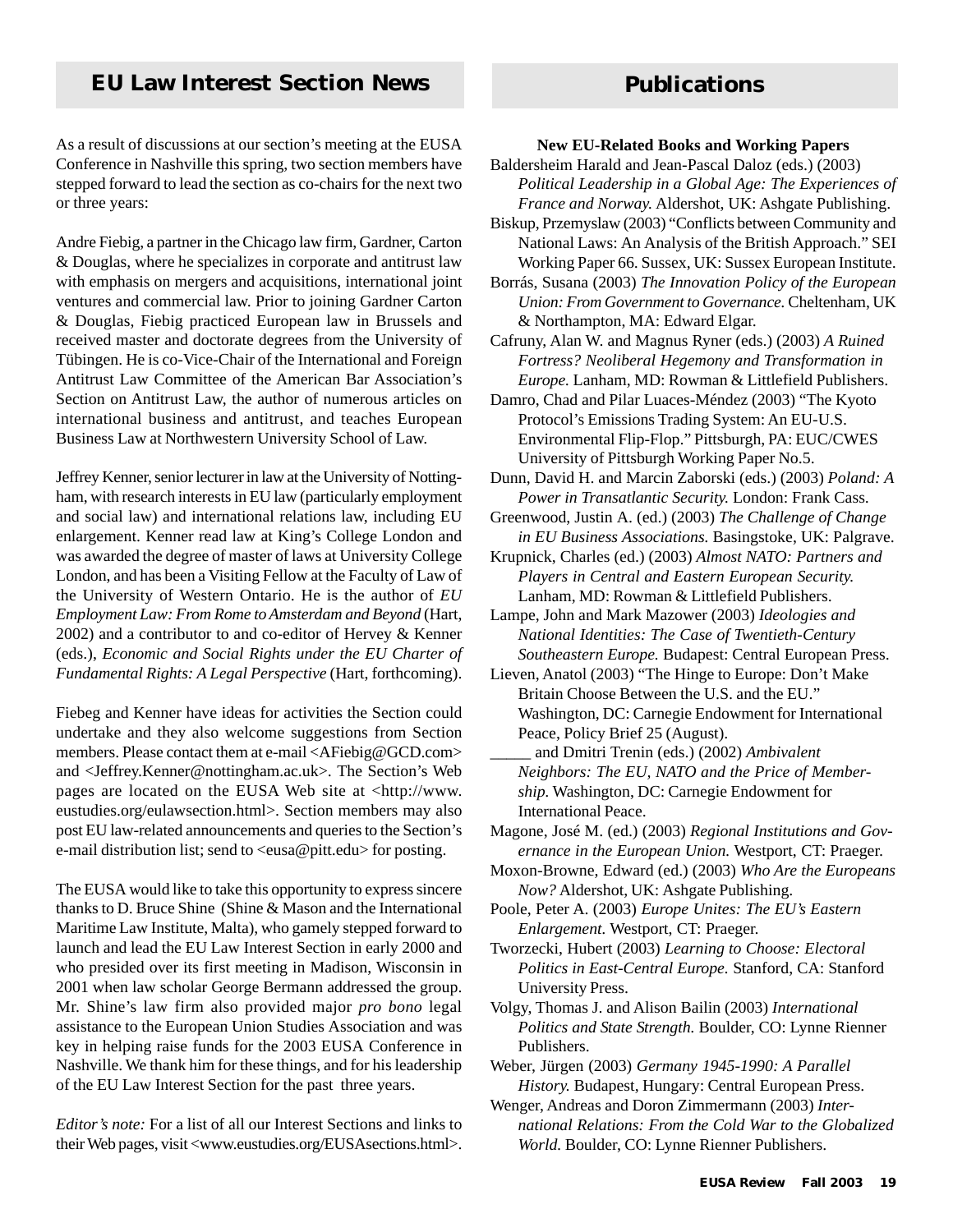## EU Law Interest Section News

As a result of discussions at our section's meeting at the EUSA Conference in Nashville this spring, two section members have stepped forward to lead the section as co-chairs for the next two or three years:

Andre Fiebig, a partner in the Chicago law firm, Gardner, Carton & Douglas, where he specializes in corporate and antitrust law with emphasis on mergers and acquisitions, international joint ventures and commercial law. Prior to joining Gardner Carton & Douglas, Fiebig practiced European law in Brussels and received master and doctorate degrees from the University of Tübingen. He is co-Vice-Chair of the International and Foreign Antitrust Law Committee of the American Bar Association's Section on Antitrust Law, the author of numerous articles on international business and antitrust, and teaches European Business Law at Northwestern University School of Law.

Jeffrey Kenner, senior lecturer in law at the University of Nottingham, with research interests in EU law (particularly employment and social law) and international relations law, including EU enlargement. Kenner read law at King's College London and was awarded the degree of master of laws at University College London, and has been a Visiting Fellow at the Faculty of Law of the University of Western Ontario. He is the author of *EU Employment Law: From Rome to Amsterdam and Beyond* (Hart, 2002) and a contributor to and co-editor of Hervey & Kenner (eds.), *Economic and Social Rights under the EU Charter of Fundamental Rights: A Legal Perspective* (Hart, forthcoming).

Fiebeg and Kenner have ideas for activities the Section could undertake and they also welcome suggestions from Section members. Please contact them at e-mail <AFiebig@GCD.com> and <Jeffrey.Kenner@nottingham.ac.uk>. The Section's Web pages are located on the EUSA Web site at <http://www.eustudies.org/eulawsection.html>. Section members may also post EU law-related announcements and queries to the Section's e-mail distribution list; send to <eusa@pitt.edu> for posting.

The EUSA would like to take this opportunity to express sincere thanks to D. Bruce Shine (Shine & Mason and the International Maritime Law Institute, Malta), who gamely stepped forward to launch and lead the EU Law Interest Section in early 2000 and who presided over its first meeting in Madison, Wisconsin in 2001 when law scholar George Bermann addressed the group. Mr. Shine's law firm also provided major *pro bono* legal assistance to the European Union Studies Association and was key in helping raise funds for the 2003 EUSA Conference in Nashville. We thank him for these things, and for his leadership of the EU Law Interest Section for the past three years.

*Editor's note:* For a list of all our Interest Sections and links to their Web pages, visit <www.eustudies.org/EUSAsections.html>.

## Publications

**New EU-Related Books and Working Papers**

Baldersheim Harald and Jean-Pascal Daloz (eds.) (2003) *Political Leadership in a Global Age: The Experiences of France and Norway.* Aldershot, UK: Ashgate Publishing.

Biskup, Przemyslaw (2003) "Conflicts between Community and National Laws: An Analysis of the British Approach." SEI Working Paper 66. Sussex, UK: Sussex European Institute.

Borrás, Susana (2003) *The Innovation Policy of the European Union: From Government to Governance.* Cheltenham, UK & Northampton, MA: Edward Elgar.

Cafruny, Alan W. and Magnus Ryner (eds.) (2003) *A Ruined Fortress? Neoliberal Hegemony and Transformation in Europe.* Lanham, MD: Rowman & Littlefield Publishers.

Damro, Chad and Pilar Luaces-Méndez (2003) "The Kyoto Protocol's Emissions Trading System: An EU-U.S. Environmental Flip-Flop." Pittsburgh, PA: EUC/CWES University of Pittsburgh Working Paper No.5.

Dunn, David H. and Marcin Zaborski (eds.) (2003) *Poland: A Power in Transatlantic Security.* London: Frank Cass.

Greenwood, Justin A. (ed.) (2003) *The Challenge of Change in EU Business Associations.* Basingstoke, UK: Palgrave.

Krupnick, Charles (ed.) (2003) *Almost NATO: Partners and Players in Central and Eastern European Security.* Lanham, MD: Rowman & Littlefield Publishers.

Lampe, John and Mark Mazower (2003) *Ideologies and National Identities: The Case of Twentieth-Century Southeastern Europe.* Budapest: Central European Press.

Lieven, Anatol (2003) "The Hinge to Europe: Don't Make Britain Choose Between the U.S. and the EU." Washington, DC: Carnegie Endowment for International Peace, Policy Brief 25 (August).

_____ and Dmitri Trenin (eds.) (2002) *Ambivalent Neighbors: The EU, NATO and the Price of Membership.* Washington, DC: Carnegie Endowment for International Peace.

Magone, José M. (ed.) (2003) *Regional Institutions and Governance in the European Union.* Westport, CT: Praeger.

Moxon-Browne, Edward (ed.) (2003) *Who Are the Europeans Now?* Aldershot, UK: Ashgate Publishing.

Poole, Peter A. (2003) *Europe Unites: The EU's Eastern Enlargement.* Westport, CT: Praeger.

Tworzecki, Hubert (2003) *Learning to Choose: Electoral Politics in East-Central Europe.* Stanford, CA: Stanford University Press.

Volgy, Thomas J. and Alison Bailin (2003) *International Politics and State Strength.* Boulder, CO: Lynne Rienner Publishers.

Weber, Jürgen (2003) *Germany 1945-1990: A Parallel History.* Budapest, Hungary: Central European Press.

Wenger, Andreas and Doron Zimmermann (2003) *International Relations: From the Cold War to the Globalized World.* Boulder, CO: Lynne Rienner Publishers.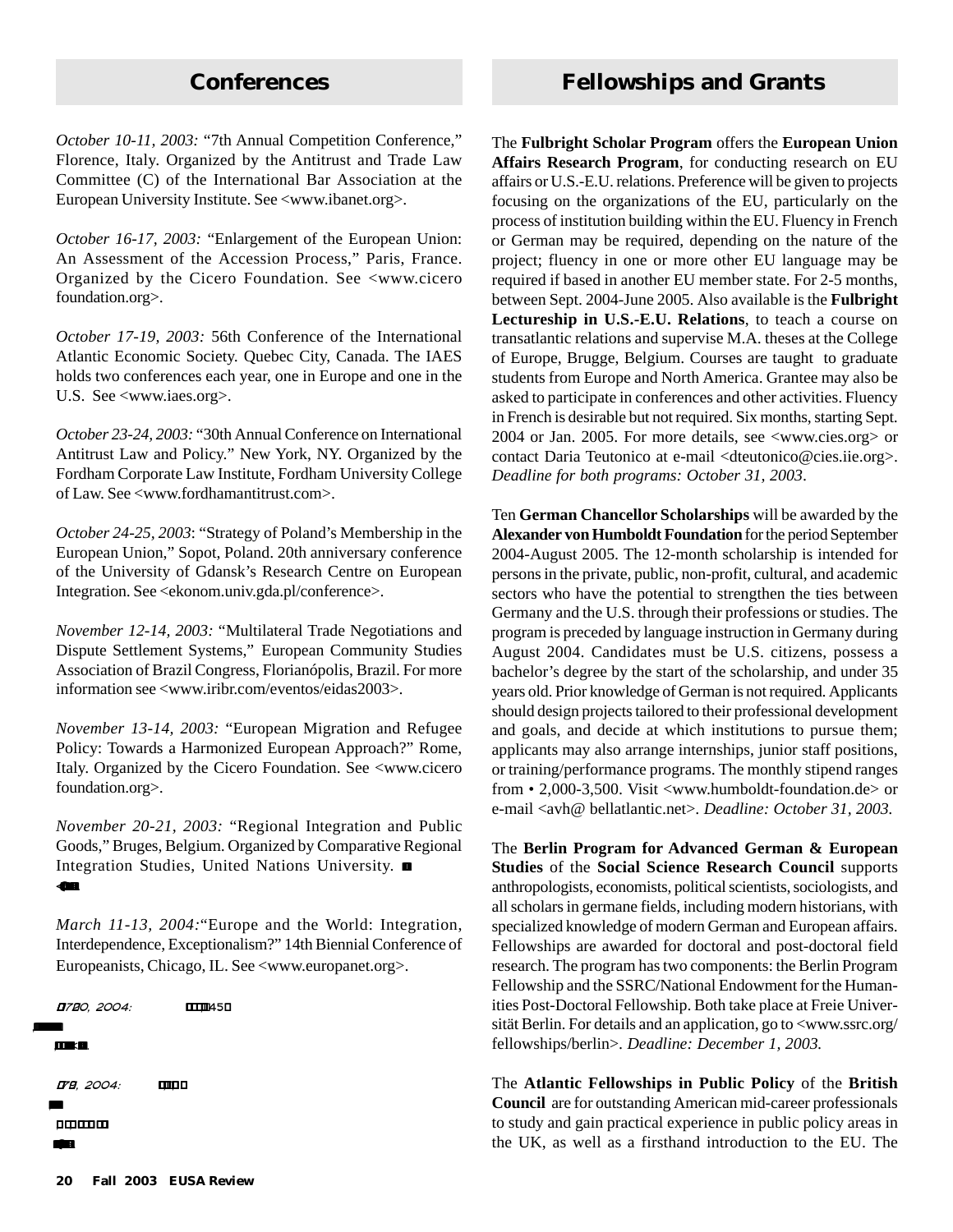## Conferences

*October 10-11, 2003:* "7th Annual Competition Conference," Florence, Italy. Organized by the Antitrust and Trade Law Committee (C) of the International Bar Association at the European University Institute. See <www.ibanet.org>.

*October 16-17, 2003:* "Enlargement of the European Union: An Assessment of the Accession Process," Paris, France. Organized by the Cicero Foundation. See <www.cicero foundation.org>.

*October 17-19, 2003:* 56th Conference of the International Atlantic Economic Society. Quebec City, Canada. The IAES holds two conferences each year, one in Europe and one in the U.S. See <www.iaes.org>.

*October 23-24, 2003:* "30th Annual Conference on International Antitrust Law and Policy." New York, NY. Organized by the Fordham Corporate Law Institute, Fordham University College of Law. See <www.fordhamantitrust.com>.

*October 24-25, 2003*: "Strategy of Poland's Membership in the European Union," Sopot, Poland. 20th anniversary conference of the University of Gdansk's Research Centre on European Integration. See <ekonom.univ.gda.pl/conference>.

*November 12-14, 2003:* "Multilateral Trade Negotiations and Dispute Settlement Systems," European Community Studies Association of Brazil Congress, Florianópolis, Brazil. For more information see <www.iribr.com/eventos/eidas2003>.

*November 13-14, 2003:* "European Migration and Refugee Policy: Towards a Harmonized European Approach?" Rome, Italy. Organized by the Cicero Foundation. See <www.cicero foundation.org>.

*November 20-21, 2003:* "Regional Integration and Public Goods," Bruges, Belgium. Organized by Comparative Regional Integration Studies, United Nations University.

*March 11-13, 2004:*"Europe and the World: Integration, Interdependence, Exceptionalism?" 14th Biennial Conference of Europeanists, Chicago, IL. See <www.europanet.org>.

## Fellowships and Grants

The **Fulbright Scholar Program** offers the **European Union Affairs Research Program**, for conducting research on EU affairs or U.S.-E.U. relations. Preference will be given to projects focusing on the organizations of the EU, particularly on the process of institution building within the EU. Fluency in French or German may be required, depending on the nature of the project; fluency in one or more other EU language may be required if based in another EU member state. For 2-5 months, between Sept. 2004-June 2005. Also available is the **Fulbright Lectureship in U.S.-E.U. Relations**, to teach a course on transatlantic relations and supervise M.A. theses at the College of Europe, Brugge, Belgium. Courses are taught to graduate students from Europe and North America. Grantee may also be asked to participate in conferences and other activities. Fluency in French is desirable but not required. Six months, starting Sept. 2004 or Jan. 2005. For more details, see <www.cies.org> or contact Daria Teutonico at e-mail <dteutonico@cies.iie.org>. *Deadline for both programs: October 31, 2003*.

Ten **German Chancellor Scholarships** will be awarded by the **Alexander von Humboldt Foundation** for the period September 2004-August 2005. The 12-month scholarship is intended for persons in the private, public, non-profit, cultural, and academic sectors who have the potential to strengthen the ties between Germany and the U.S. through their professions or studies. The program is preceded by language instruction in Germany during August 2004. Candidates must be U.S. citizens, possess a bachelor's degree by the start of the scholarship, and under 35 years old. Prior knowledge of German is not required. Applicants should design projects tailored to their professional development and goals, and decide at which institutions to pursue them; applicants may also arrange internships, junior staff positions, or training/performance programs. The monthly stipend ranges from • 2,000-3,500. Visit <www.humboldt-foundation.de> or e-mail <avh@ bellatlantic.net>. *Deadline: October 31, 2003.*

The **Berlin Program for Advanced German & European Studies** of the **Social Science Research Council** supports anthropologists, economists, political scientists, sociologists, and all scholars in germane fields, including modern historians, with specialized knowledge of modern German and European affairs. Fellowships are awarded for doctoral and post-doctoral field research. The program has two components: the Berlin Program Fellowship and the SSRC/National Endowment for the Humanities Post-Doctoral Fellowship. Both take place at Freie Universität Berlin. For details and an application, go to <www.ssrc.org/ fellowships/berlin>. *Deadline: December 1, 2003.*

The **Atlantic Fellowships in Public Policy** of the **British Council** are for outstanding American mid-career professionals to study and gain practical experience in public policy areas in the UK, as well as a firsthand introduction to the EU. The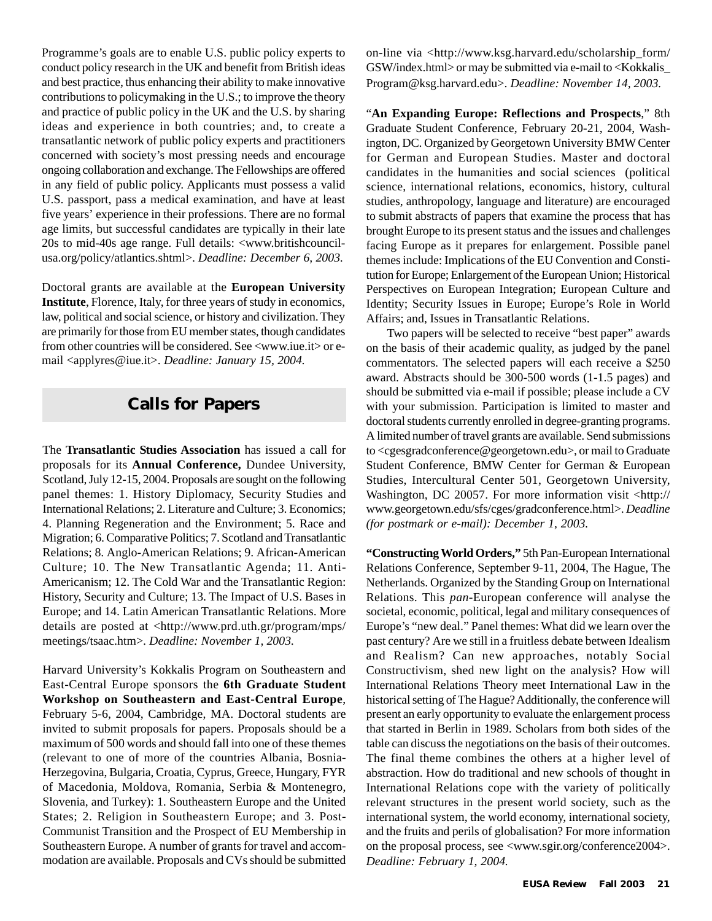Programme's goals are to enable U.S. public policy experts to conduct policy research in the UK and benefit from British ideas and best practice, thus enhancing their ability to make innovative contributions to policymaking in the U.S.; to improve the theory and practice of public policy in the UK and the U.S. by sharing ideas and experience in both countries; and, to create a transatlantic network of public policy experts and practitioners concerned with society's most pressing needs and encourage ongoing collaboration and exchange. The Fellowships are offered in any field of public policy. Applicants must possess a valid U.S. passport, pass a medical examination, and have at least five years' experience in their professions. There are no formal age limits, but successful candidates are typically in their late 20s to mid-40s age range. Full details: <www.britishcouncil-usa.org/policy/atlantics.shtml>. *Deadline: December 6, 2003.*

Doctoral grants are available at the **European University Institute**, Florence, Italy, for three years of study in economics, law, political and social science, or history and civilization. They are primarily for those from EU member states, though candidates from other countries will be considered. See <www.iue.it> or e-mail <applyres@iue.it>. *Deadline: January 15, 2004.*

## Calls for Papers

The **Transatlantic Studies Association** has issued a call for proposals for its **Annual Conference,** Dundee University, Scotland, July 12-15, 2004. Proposals are sought on the following panel themes: 1. History Diplomacy, Security Studies and International Relations; 2. Literature and Culture; 3. Economics; 4. Planning Regeneration and the Environment; 5. Race and Migration; 6. Comparative Politics; 7. Scotland and Transatlantic Relations; 8. Anglo-American Relations; 9. African-American Culture; 10. The New Transatlantic Agenda; 11. Anti-Americanism; 12. The Cold War and the Transatlantic Region: History, Security and Culture; 13. The Impact of U.S. Bases in Europe; and 14. Latin American Transatlantic Relations. More details are posted at <http://www.prd.uth.gr/program/mps/meetings/tsaac.htm>. *Deadline: November 1, 2003.*

Harvard University's Kokkalis Program on Southeastern and East-Central Europe sponsors the **6th Graduate Student Workshop on Southeastern and East-Central Europe**, February 5-6, 2004, Cambridge, MA. Doctoral students are invited to submit proposals for papers. Proposals should be a maximum of 500 words and should fall into one of these themes (relevant to one of more of the countries Albania, Bosnia-Herzegovina, Bulgaria, Croatia, Cyprus, Greece, Hungary, FYR of Macedonia, Moldova, Romania, Serbia & Montenegro, Slovenia, and Turkey): 1. Southeastern Europe and the United States; 2. Religion in Southeastern Europe; and 3. Post-Communist Transition and the Prospect of EU Membership in Southeastern Europe. A number of grants for travel and accommodation are available. Proposals and CVs should be submitted on-line via <http://www.ksg.harvard.edu/scholarship_form/GSW/index.html> or may be submitted via e-mail to <Kokkalis_Program@ksg.harvard.edu>. *Deadline: November 14, 2003.*

"**An Expanding Europe: Reflections and Prospects**," 8th Graduate Student Conference, February 20-21, 2004, Washington, DC. Organized by Georgetown University BMW Center for German and European Studies. Master and doctoral candidates in the humanities and social sciences (political science, international relations, economics, history, cultural studies, anthropology, language and literature) are encouraged to submit abstracts of papers that examine the process that has brought Europe to its present status and the issues and challenges facing Europe as it prepares for enlargement. Possible panel themes include: Implications of the EU Convention and Constitution for Europe; Enlargement of the European Union; Historical Perspectives on European Integration; European Culture and Identity; Security Issues in Europe; Europe's Role in World Affairs; and, Issues in Transatlantic Relations.

Two papers will be selected to receive "best paper" awards on the basis of their academic quality, as judged by the panel commentators. The selected papers will each receive a $250 award. Abstracts should be 300-500 words (1-1.5 pages) and should be submitted via e-mail if possible; please include a CV with your submission. Participation is limited to master and doctoral students currently enrolled in degree-granting programs. A limited number of travel grants are available. Send submissions to <cgesgradconference@georgetown.edu>, or mail to Graduate Student Conference, BMW Center for German & European Studies, Intercultural Center 501, Georgetown University, Washington, DC 20057. For more information visit <http://www.georgetown.edu/sfs/cges/gradconference.html>. *Deadline (for postmark or e-mail): December 1, 2003.*

**"Constructing World Orders,"** 5th Pan-European International Relations Conference, September 9-11, 2004, The Hague, The Netherlands. Organized by the Standing Group on International Relations. This *pan*-European conference will analyse the societal, economic, political, legal and military consequences of Europe's "new deal." Panel themes: What did we learn over the past century? Are we still in a fruitless debate between Idealism and Realism? Can new approaches, notably Social Constructivism, shed new light on the analysis? How will International Relations Theory meet International Law in the historical setting of The Hague? Additionally, the conference will present an early opportunity to evaluate the enlargement process that started in Berlin in 1989. Scholars from both sides of the table can discuss the negotiations on the basis of their outcomes. The final theme combines the others at a higher level of abstraction. How do traditional and new schools of thought in International Relations cope with the variety of politically relevant structures in the present world society, such as the international system, the world economy, international society, and the fruits and perils of globalisation? For more information on the proposal process, see <www.sgir.org/conference2004>. *Deadline: February 1, 2004.*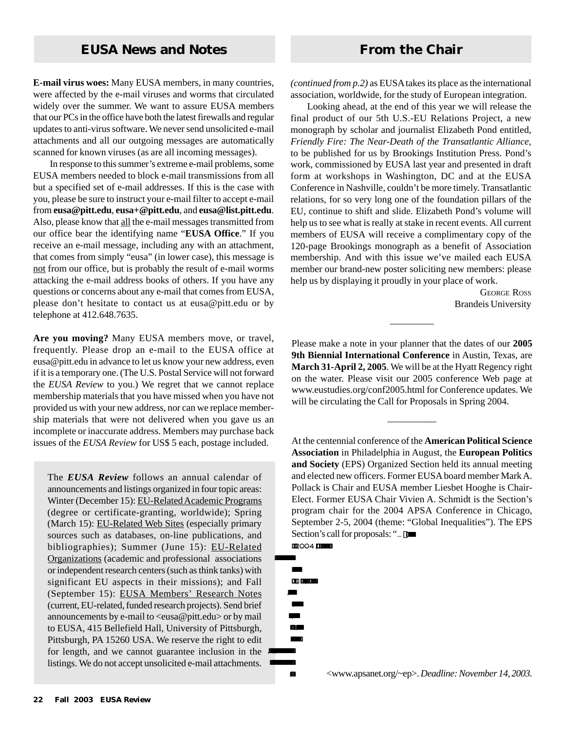## EUSA News and Notes

**E-mail virus woes:** Many EUSA members, in many countries, were affected by the e-mail viruses and worms that circulated widely over the summer. We want to assure EUSA members that our PCs in the office have both the latest firewalls and regular updates to anti-virus software. We never send unsolicited e-mail attachments and all our outgoing messages are automatically scanned for known viruses (as are all incoming messages).

In response to this summer's extreme e-mail problems, some EUSA members needed to block e-mail transmissions from all but a specified set of e-mail addresses. If this is the case with you, please be sure to instruct your e-mail filter to accept e-mail from **eusa@pitt.edu**, **eusa+@pitt.edu**, and **eusa@list.pitt.edu**. Also, please know that all the e-mail messages transmitted from our office bear the identifying name "**EUSA Office**." If you receive an e-mail message, including any with an attachment, that comes from simply "eusa" (in lower case), this message is not from our office, but is probably the result of e-mail worms attacking the e-mail address books of others. If you have any questions or concerns about any e-mail that comes from EUSA, please don't hesitate to contact us at eusa@pitt.edu or by telephone at 412.648.7635.

**Are you moving?** Many EUSA members move, or travel, frequently. Please drop an e-mail to the EUSA office at eusa@pitt.edu in advance to let us know your new address, even if it is a temporary one. (The U.S. Postal Service will not forward the *EUSA Review* to you.) We regret that we cannot replace membership materials that you have missed when you have not provided us with your new address, nor can we replace membership materials that were not delivered when you gave us an incomplete or inaccurate address. Members may purchase back issues of the *EUSA Review* for US$ 5 each, postage included.

The ***EUSA Review*** follows an annual calendar of announcements and listings organized in four topic areas: Winter (December 15): EU-Related Academic Programs (degree or certificate-granting, worldwide); Spring (March 15): EU-Related Web Sites (especially primary sources such as databases, on-line publications, and bibliographies); Summer (June 15): EU-Related Organizations (academic and professional associations or independent research centers (such as think tanks) with significant EU aspects in their missions); and Fall (September 15): EUSA Members' Research Notes (current, EU-related, funded research projects). Send brief announcements by e-mail to <eusa@pitt.edu> or by mail to EUSA, 415 Bellefield Hall, University of Pittsburgh, Pittsburgh, PA 15260 USA. We reserve the right to edit for length, and we cannot guarantee inclusion in the listings. We do not accept unsolicited e-mail attachments.

## From the Chair

*(continued from p.2)* as EUSA takes its place as the international association, worldwide, for the study of European integration.

Looking ahead, at the end of this year we will release the final product of our 5th U.S.-EU Relations Project, a new monograph by scholar and journalist Elizabeth Pond entitled, *Friendly Fire: The Near-Death of the Transatlantic Alliance*, to be published for us by Brookings Institution Press. Pond's work, commissioned by EUSA last year and presented in draft form at workshops in Washington, DC and at the EUSA Conference in Nashville, couldn't be more timely. Transatlantic relations, for so very long one of the foundation pillars of the EU, continue to shift and slide. Elizabeth Pond's volume will help us to see what is really at stake in recent events. All current members of EUSA will receive a complimentary copy of the 120-page Brookings monograph as a benefit of Association membership. And with this issue we've mailed each EUSA member our brand-new poster soliciting new members: please help us by displaying it proudly in your place of work.

George Ross
Brandeis University

---

Please make a note in your planner that the dates of our **2005 9th Biennial International Conference** in Austin, Texas, are **March 31-April 2, 2005**. We will be at the Hyatt Regency right on the water. Please visit our 2005 conference Web page at www.eustudies.org/conf2005.html for Conference updates. We will be circulating the Call for Proposals in Spring 2004.

---

At the centennial conference of the **American Political Science Association** in Philadelphia in August, the **European Politics and Society** (EPS) Organized Section held its annual meeting and elected new officers. Former EUSA board member Mark A. Pollack is Chair and EUSA member Liesbet Hooghe is Chair-Elect. Former EUSA Chair Vivien A. Schmidt is the Section's program chair for the 2004 APSA Conference in Chicago, September 2-5, 2004 (theme: "Global Inequalities"). The EPS Section's call for proposals: "... 2004 ... <www.apsanet.org/~ep>. *Deadline: November 14, 2003.*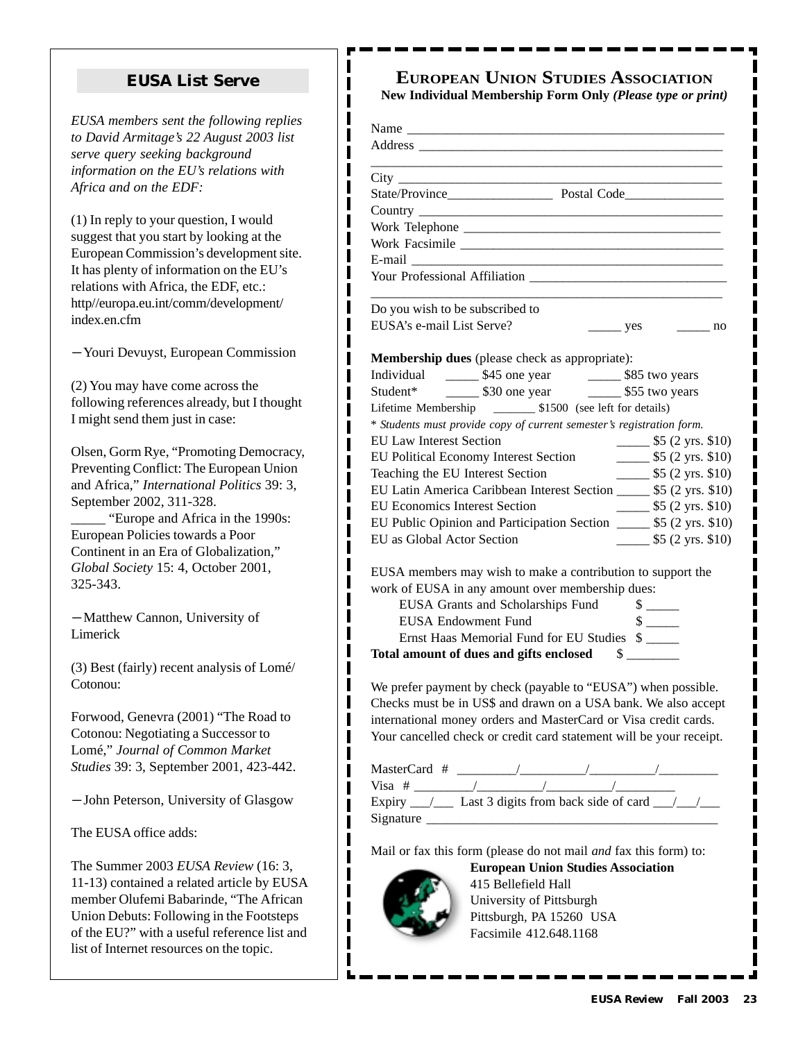## EUSA List Serve

*EUSA members sent the following replies to David Armitage's 22 August 2003 list serve query seeking background information on the EU's relations with Africa and on the EDF:*

(1) In reply to your question, I would suggest that you start by looking at the European Commission's development site. It has plenty of information on the EU's relations with Africa, the EDF, etc.: http//europa.eu.int/comm/development/index.en.cfm

—Youri Devuyst, European Commission

(2) You may have come across the following references already, but I thought I might send them just in case:

Olsen, Gorm Rye, "Promoting Democracy, Preventing Conflict: The European Union and Africa," *International Politics* 39: 3, September 2002, 311-328.

_____ "Europe and Africa in the 1990s: European Policies towards a Poor Continent in an Era of Globalization," *Global Society* 15: 4, October 2001, 325-343.

—Matthew Cannon, University of Limerick

(3) Best (fairly) recent analysis of Lomé/Cotonou:

Forwood, Genevra (2001) "The Road to Cotonou: Negotiating a Successor to Lomé," *Journal of Common Market Studies* 39: 3, September 2001, 423-442.

—John Peterson, University of Glasgow

The EUSA office adds:

The Summer 2003 *EUSA Review* (16: 3, 11-13) contained a related article by EUSA member Olufemi Babarinde, "The African Union Debuts: Following in the Footsteps of the EU?" with a useful reference list and list of Internet resources on the topic.

## European Union Studies Association

**New Individual Membership Form Only** ***(Please type or print)***

Name ________________________________________________

Address ______________________________________________

______________________________________________________

City __________________________________________________

State/Province________________ Postal Code_______________

Country _______________________________________________

Work Telephone ________________________________________

Work Facsimile ________________________________________

E-mail ________________________________________________

Your Professional Affiliation ____________________________

______________________________________________________

Do you wish to be subscribed to EUSA's e-mail List Serve? _____ yes _____ no

**Membership dues** (please check as appropriate):

Individual _____ $45 one year _____ $85 two years

Student* _____ $30 one year _____ $55 two years

Lifetime Membership _______ $1500 (see left for details)

\* *Students must provide copy of current semester's registration form.*

EU Law Interest Section _____ $5 (2 yrs. $10)

EU Political Economy Interest Section _____ $5 (2 yrs. $10)

Teaching the EU Interest Section _____ $5 (2 yrs. $10)

EU Latin America Caribbean Interest Section _____ $5 (2 yrs. $10)

EU Economics Interest Section _____ $5 (2 yrs. $10)

EU Public Opinion and Participation Section _____ $5 (2 yrs. $10)

EU as Global Actor Section _____ $5 (2 yrs. $10)

EUSA members may wish to make a contribution to support the work of EUSA in any amount over membership dues:

EUSA Grants and Scholarships Fund $ _____

EUSA Endowment Fund $ _____

Ernst Haas Memorial Fund for EU Studies $ _____

**Total amount of dues and gifts enclosed** $ ________

We prefer payment by check (payable to "EUSA") when possible. Checks must be in US$ and drawn on a USA bank. We also accept international money orders and MasterCard or Visa credit cards. Your cancelled check or credit card statement will be your receipt.

MasterCard # _________/__________/__________/_________

Visa # _________/__________/__________/_________

Expiry ___/___ Last 3 digits from back side of card ___/___/___

Signature ____________________________________________

Mail or fax this form (please do not mail *and* fax this form) to:

**European Union Studies Association**
415 Bellefield Hall
University of Pittsburgh
Pittsburgh, PA 15260 USA
Facsimile 412.648.1168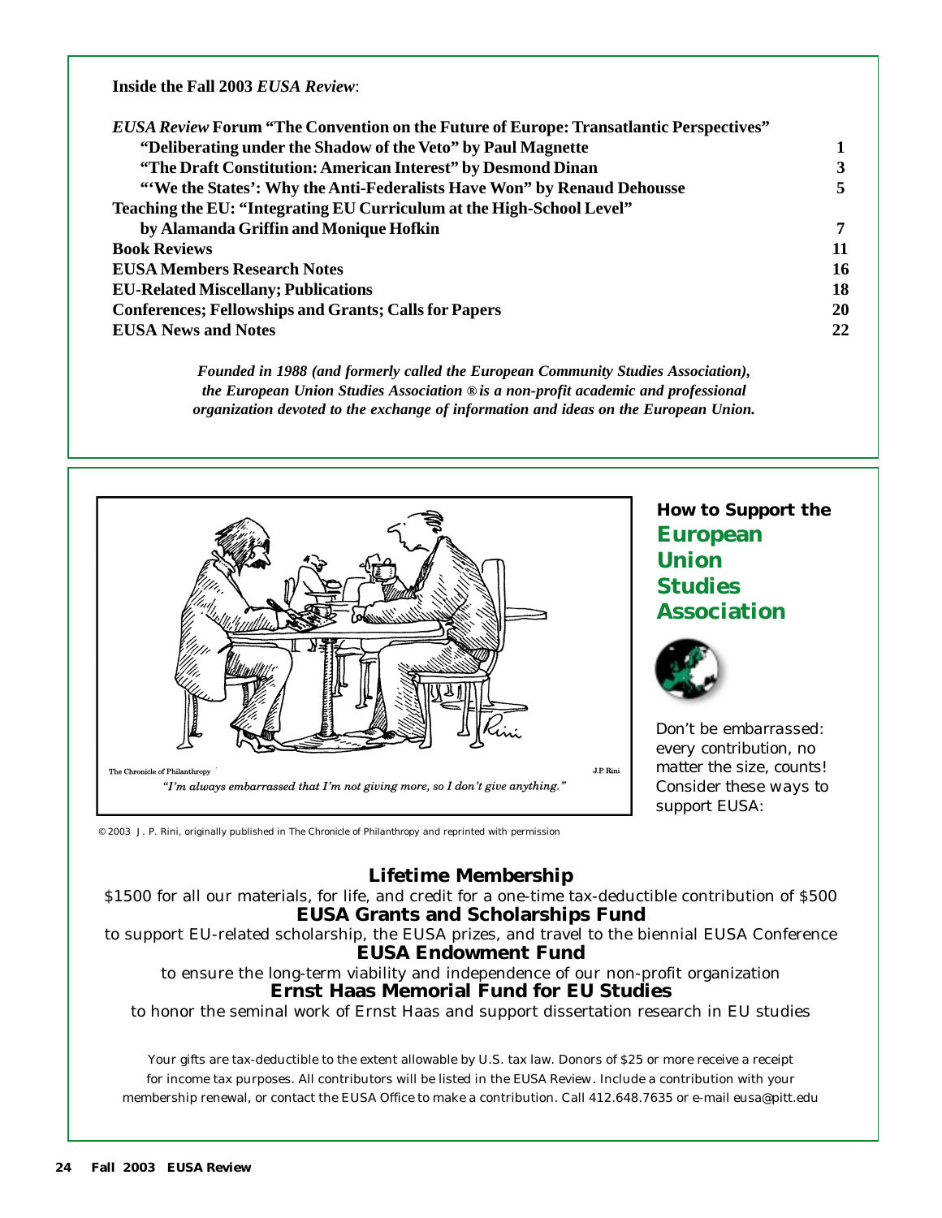**Inside the Fall 2003 *EUSA Review*:**

| | |
|---|---|
| ***EUSA Review* Forum "The Convention on the Future of Europe: Transatlantic Perspectives"** | |
| **"Deliberating under the Shadow of the Veto" by Paul Magnette** | **1** |
| **"The Draft Constitution: American Interest" by Desmond Dinan** | **3** |
| **"'We the States': Why the Anti-Federalists Have Won" by Renaud Dehousse** | **5** |
| **Teaching the EU: "Integrating EU Curriculum at the High-School Level" by Alamanda Griffin and Monique Hofkin** | **7** |
| **Book Reviews** | **11** |
| **EUSA Members Research Notes** | **16** |
| **EU-Related Miscellany; Publications** | **18** |
| **Conferences; Fellowships and Grants; Calls for Papers** | **20** |
| **EUSA News and Notes** | **22** |

***Founded in 1988 (and formerly called the European Community Studies Association), the European Union Studies Association ® is a non-profit academic and professional organization devoted to the exchange of information and ideas on the European Union.***

The Chronicle of Philanthropy J.P. Rini

*"I'm always embarrassed that I'm not giving more, so I don't give anything."*

© 2003 J. P. Rini, originally published in The Chronicle of Philanthropy and reprinted with permission

## How to Support the European Union Studies Association

Don't be embarrassed: every contribution, no matter the size, counts! Consider these ways to support EUSA:

### Lifetime Membership

$1500 for all our materials, for life, and credit for a one-time tax-deductible contribution of $500

### EUSA Grants and Scholarships Fund

to support EU-related scholarship, the EUSA prizes, and travel to the biennial EUSA Conference

### EUSA Endowment Fund

to ensure the long-term viability and independence of our non-profit organization

### Ernst Haas Memorial Fund for EU Studies

to honor the seminal work of Ernst Haas and support dissertation research in EU studies

Your gifts are tax-deductible to the extent allowable by U.S. tax law. Donors of $25 or more receive a receipt for income tax purposes. All contributors will be listed in the EUSA Review. Include a contribution with your membership renewal, or contact the EUSA Office to make a contribution. Call 412.648.7635 or e-mail eusa@pitt.edu